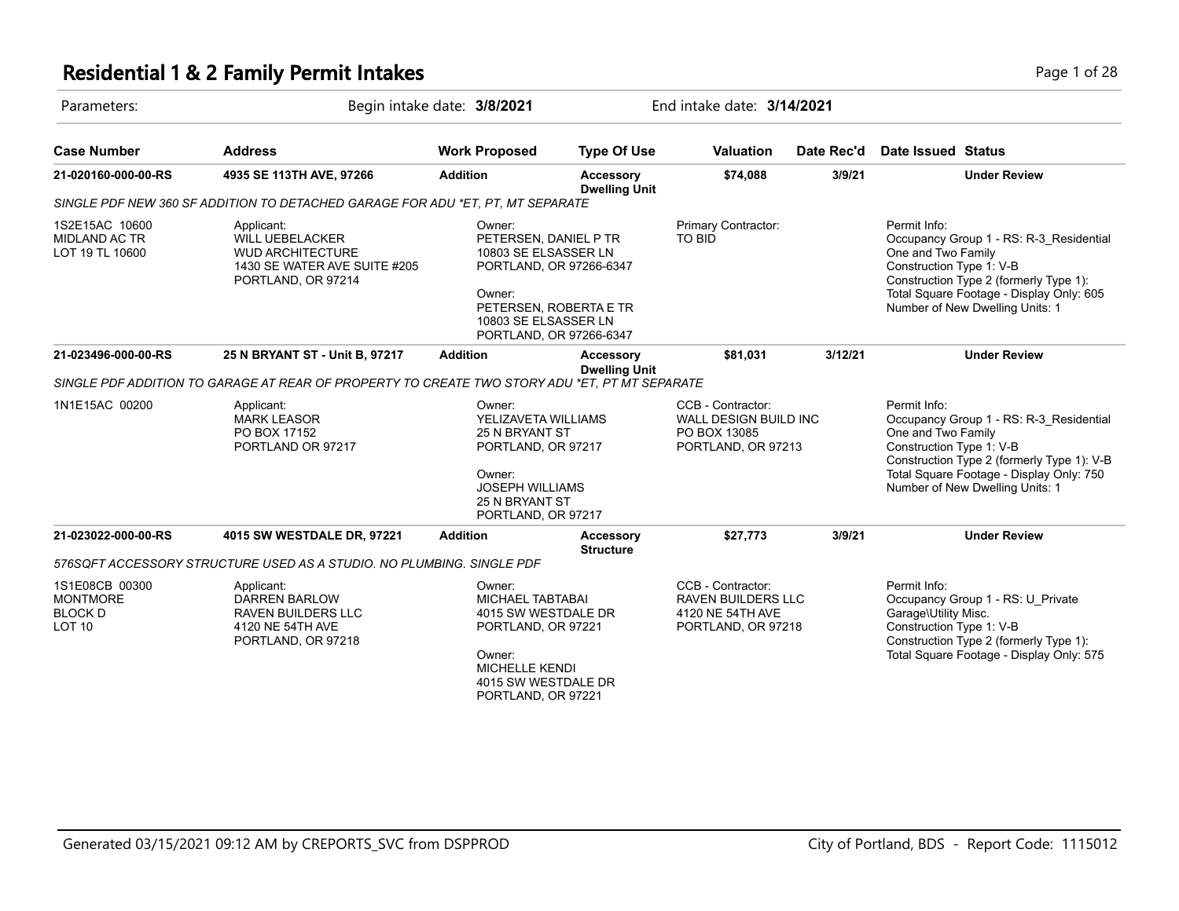# Residential 1 & 2 Family Permit Intakes

Parameters: Begin intake date: **3/8/2021** End intake date: **3/14/2021**

| Case Number | Address | Work Proposed | Type Of Use | Valuation | Date Rec'd | Date Issued | Status |
|---|---|---|---|---|---|---|---|
| **21-020160-000-00-RS** | **4935 SE 113TH AVE, 97266** | **Addition** | **Accessory Dwelling Unit** | **$74,088** | **3/9/21** | | **Under Review** |

*SINGLE PDF NEW 360 SF ADDITION TO DETACHED GARAGE FOR ADU *ET, PT, MT SEPARATE*

1S2E15AC 10600
MIDLAND AC TR
LOT 19 TL 10600

Applicant:
WILL UEBELACKER
WUD ARCHITECTURE
1430 SE WATER AVE SUITE #205
PORTLAND, OR 97214

Owner:
PETERSEN, DANIEL P TR
10803 SE ELSASSER LN
PORTLAND, OR 97266-6347

Owner:
PETERSEN, ROBERTA E TR
10803 SE ELSASSER LN
PORTLAND, OR 97266-6347

Primary Contractor:
TO BID

Permit Info:
Occupancy Group 1 - RS: R-3_Residential One and Two Family
Construction Type 1: V-B
Construction Type 2 (formerly Type 1):
Total Square Footage - Display Only: 605
Number of New Dwelling Units: 1

| Case Number | Address | Work Proposed | Type Of Use | Valuation | Date Rec'd | Date Issued | Status |
|---|---|---|---|---|---|---|---|
| **21-023496-000-00-RS** | **25 N BRYANT ST - Unit B, 97217** | **Addition** | **Accessory Dwelling Unit** | **$81,031** | **3/12/21** | | **Under Review** |

*SINGLE PDF ADDITION TO GARAGE AT REAR OF PROPERTY TO CREATE TWO STORY ADU *ET, PT MT SEPARATE*

1N1E15AC 00200

Applicant:
MARK LEASOR
PO BOX 17152
PORTLAND OR 97217

Owner:
YELIZAVETA WILLIAMS
25 N BRYANT ST
PORTLAND, OR 97217

Owner:
JOSEPH WILLIAMS
25 N BRYANT ST
PORTLAND, OR 97217

CCB - Contractor:
WALL DESIGN BUILD INC
PO BOX 13085
PORTLAND, OR 97213

Permit Info:
Occupancy Group 1 - RS: R-3_Residential One and Two Family
Construction Type 1: V-B
Construction Type 2 (formerly Type 1): V-B
Total Square Footage - Display Only: 750
Number of New Dwelling Units: 1

| Case Number | Address | Work Proposed | Type Of Use | Valuation | Date Rec'd | Date Issued | Status |
|---|---|---|---|---|---|---|---|
| **21-023022-000-00-RS** | **4015 SW WESTDALE DR, 97221** | **Addition** | **Accessory Structure** | **$27,773** | **3/9/21** | | **Under Review** |

*576SQFT ACCESSORY STRUCTURE USED AS A STUDIO. NO PLUMBING. SINGLE PDF*

1S1E08CB 00300
MONTMORE
BLOCK D
LOT 10

Applicant:
DARREN BARLOW
RAVEN BUILDERS LLC
4120 NE 54TH AVE
PORTLAND, OR 97218

Owner:
MICHAEL TABTABAI
4015 SW WESTDALE DR
PORTLAND, OR 97221

Owner:
MICHELLE KENDI
4015 SW WESTDALE DR
PORTLAND, OR 97221

CCB - Contractor:
RAVEN BUILDERS LLC
4120 NE 54TH AVE
PORTLAND, OR 97218

Permit Info:
Occupancy Group 1 - RS: U_Private Garage\Utility Misc.
Construction Type 1: V-B
Construction Type 2 (formerly Type 1):
Total Square Footage - Display Only: 575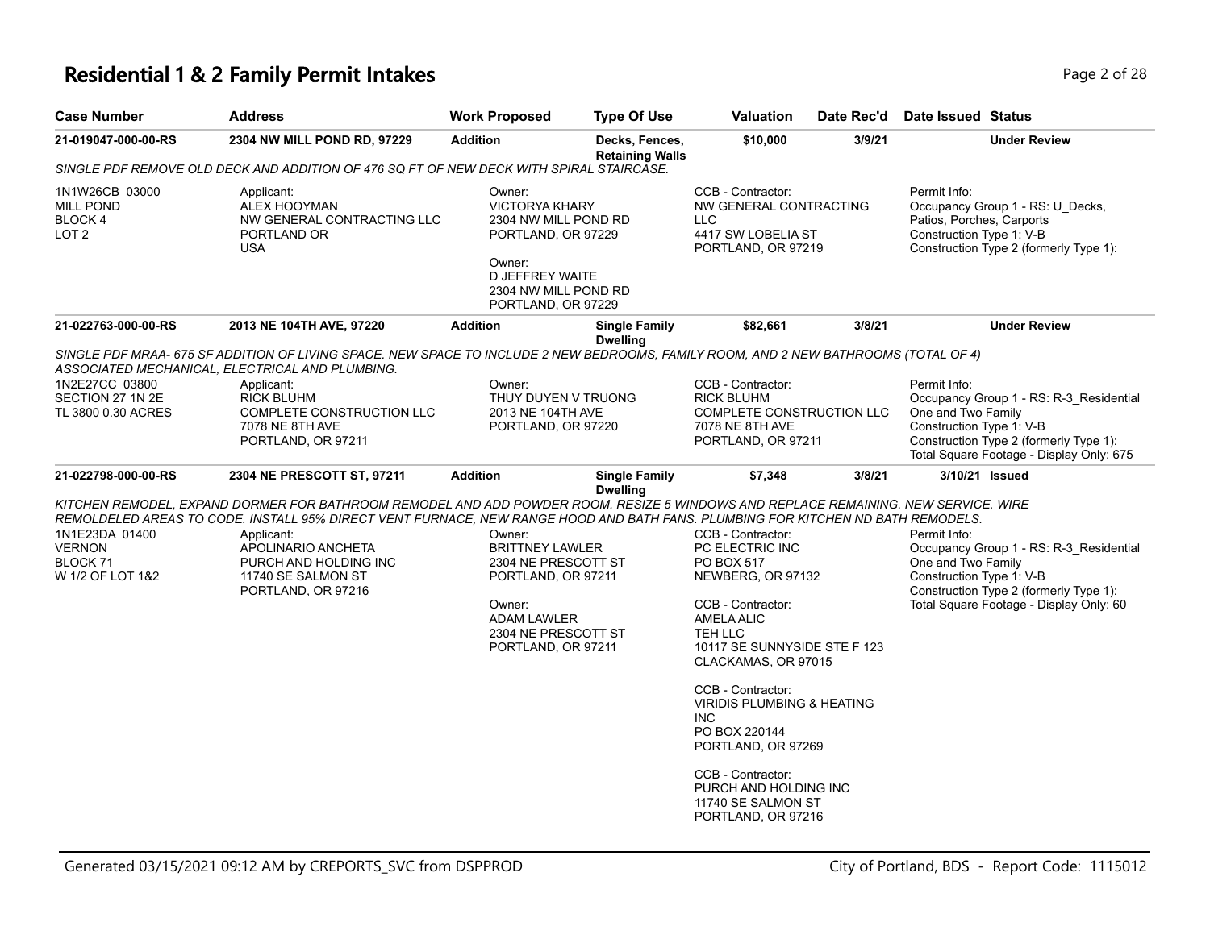# Residential 1 & 2 Family Permit Intakes

| Case Number | Address | Work Proposed | Type Of Use | Valuation | Date Rec'd | Date Issued | Status |
|---|---|---|---|---|---|---|---|
| 21-019047-000-00-RS | 2304 NW MILL POND RD, 97229 | Addition | Decks, Fences, Retaining Walls | $10,000 | 3/9/21 | | Under Review |

SINGLE PDF REMOVE OLD DECK AND ADDITION OF 476 SQ FT OF NEW DECK WITH SPIRAL STAIRCASE.

1N1W26CB 03000
MILL POND
BLOCK 4
LOT 2

Applicant:
ALEX HOOYMAN
NW GENERAL CONTRACTING LLC
PORTLAND OR
USA

Owner:
VICTORYA KHARY
2304 NW MILL POND RD
PORTLAND, OR 97229

Owner:
D JEFFREY WAITE
2304 NW MILL POND RD
PORTLAND, OR 97229

CCB - Contractor:
NW GENERAL CONTRACTING LLC
4417 SW LOBELIA ST
PORTLAND, OR 97219

Permit Info:
Occupancy Group 1 - RS: U_Decks, Patios, Porches, Carports
Construction Type 1: V-B
Construction Type 2 (formerly Type 1):

| Case Number | Address | Work Proposed | Type Of Use | Valuation | Date Rec'd | Date Issued | Status |
|---|---|---|---|---|---|---|---|
| 21-022763-000-00-RS | 2013 NE 104TH AVE, 97220 | Addition | Single Family Dwelling | $82,661 | 3/8/21 | | Under Review |

SINGLE PDF MRAA- 675 SF ADDITION OF LIVING SPACE. NEW SPACE TO INCLUDE 2 NEW BEDROOMS, FAMILY ROOM, AND 2 NEW BATHROOMS (TOTAL OF 4) ASSOCIATED MECHANICAL, ELECTRICAL AND PLUMBING.

1N2E27CC 03800
SECTION 27 1N 2E
TL 3800 0.30 ACRES

Applicant:
RICK BLUHM
COMPLETE CONSTRUCTION LLC
7078 NE 8TH AVE
PORTLAND, OR 97211

Owner:
THUY DUYEN V TRUONG
2013 NE 104TH AVE
PORTLAND, OR 97220

CCB - Contractor:
RICK BLUHM
COMPLETE CONSTRUCTION LLC
7078 NE 8TH AVE
PORTLAND, OR 97211

Permit Info:
Occupancy Group 1 - RS: R-3_Residential One and Two Family
Construction Type 1: V-B
Construction Type 2 (formerly Type 1):
Total Square Footage - Display Only: 675

| Case Number | Address | Work Proposed | Type Of Use | Valuation | Date Rec'd | Date Issued | Status |
|---|---|---|---|---|---|---|---|
| 21-022798-000-00-RS | 2304 NE PRESCOTT ST, 97211 | Addition | Single Family Dwelling | $7,348 | 3/8/21 | 3/10/21 | Issued |

KITCHEN REMODEL, EXPAND DORMER FOR BATHROOM REMODEL AND ADD POWDER ROOM. RESIZE 5 WINDOWS AND REPLACE REMAINING. NEW SERVICE. WIRE REMOLDELED AREAS TO CODE. INSTALL 95% DIRECT VENT FURNACE, NEW RANGE HOOD AND BATH FANS. PLUMBING FOR KITCHEN ND BATH REMODELS.

1N1E23DA 01400
VERNON
BLOCK 71
W 1/2 OF LOT 1&2

Applicant:
APOLINARIO ANCHETA
PURCH AND HOLDING INC
11740 SE SALMON ST
PORTLAND, OR 97216

Owner:
BRITTNEY LAWLER
2304 NE PRESCOTT ST
PORTLAND, OR 97211

Owner:
ADAM LAWLER
2304 NE PRESCOTT ST
PORTLAND, OR 97211

CCB - Contractor:
PC ELECTRIC INC
PO BOX 517
NEWBERG, OR 97132

CCB - Contractor:
AMELA ALIC
TEH LLC
10117 SE SUNNYSIDE STE F 123
CLACKAMAS, OR 97015

CCB - Contractor:
VIRIDIS PLUMBING & HEATING INC
PO BOX 220144
PORTLAND, OR 97269

CCB - Contractor:
PURCH AND HOLDING INC
11740 SE SALMON ST
PORTLAND, OR 97216

Permit Info:
Occupancy Group 1 - RS: R-3_Residential One and Two Family
Construction Type 1: V-B
Construction Type 2 (formerly Type 1):
Total Square Footage - Display Only: 60

Generated 03/15/2021 09:12 AM by CREPORTS_SVC from DSPPROD

City of Portland, BDS - Report Code: 1115012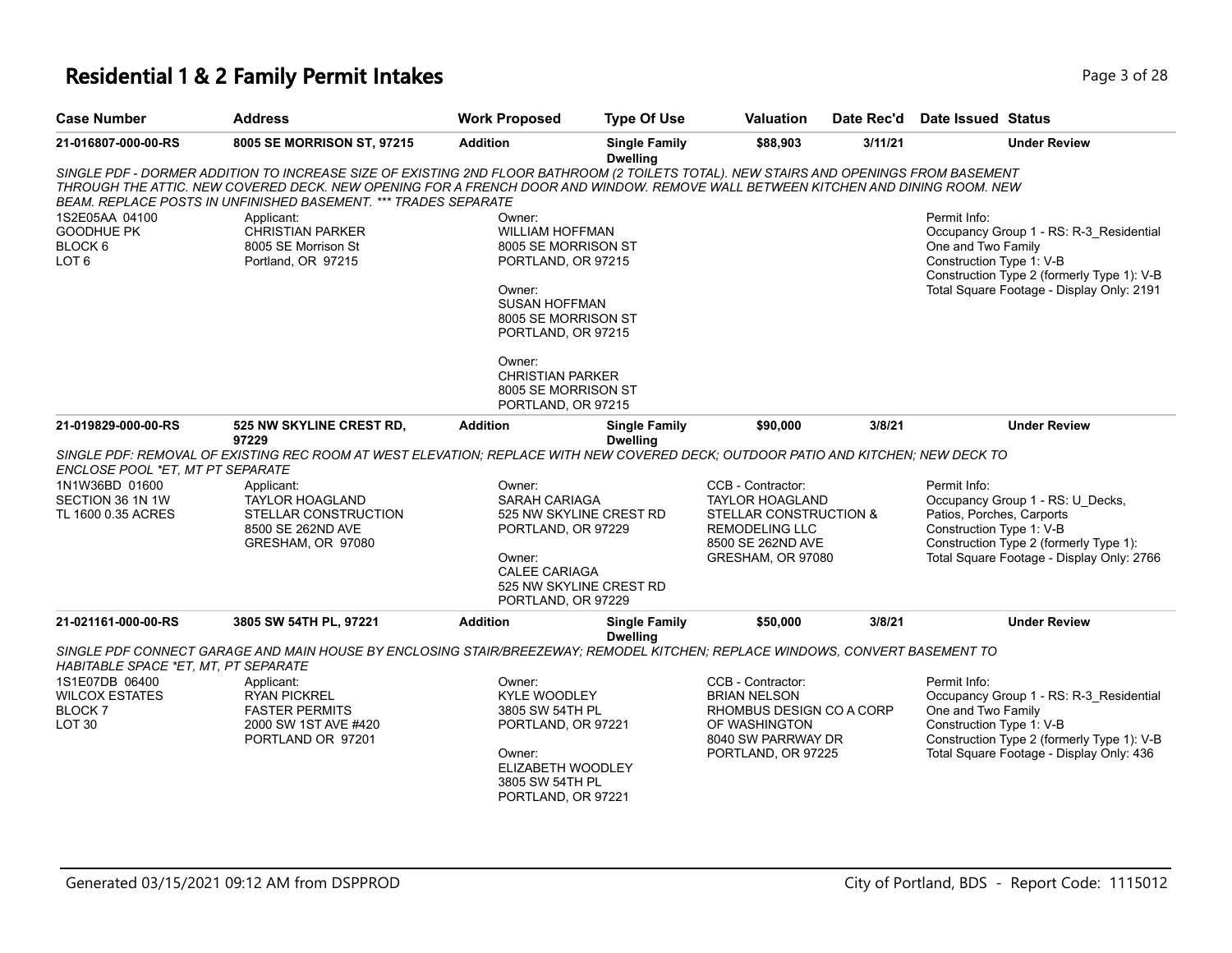# Residential 1 & 2 Family Permit Intakes

| Case Number | Address | Work Proposed | Type Of Use | Valuation | Date Rec'd | Date Issued | Status |
|---|---|---|---|---|---|---|---|
| 21-016807-000-00-RS | 8005 SE MORRISON ST, 97215 | Addition | Single Family Dwelling | $88,903 | 3/11/21 | | Under Review |

*SINGLE PDF - DORMER ADDITION TO INCREASE SIZE OF EXISTING 2ND FLOOR BATHROOM (2 TOILETS TOTAL). NEW STAIRS AND OPENINGS FROM BASEMENT THROUGH THE ATTIC. NEW COVERED DECK. NEW OPENING FOR A FRENCH DOOR AND WINDOW. REMOVE WALL BETWEEN KITCHEN AND DINING ROOM. NEW BEAM. REPLACE POSTS IN UNFINISHED BASEMENT. *** TRADES SEPARATE*

1S2E05AA 04100
GOODHUE PK
BLOCK 6
LOT 6

Applicant:
CHRISTIAN PARKER
8005 SE Morrison St
Portland, OR 97215

Owner:
WILLIAM HOFFMAN
8005 SE MORRISON ST
PORTLAND, OR 97215

Owner:
SUSAN HOFFMAN
8005 SE MORRISON ST
PORTLAND, OR 97215

Owner:
CHRISTIAN PARKER
8005 SE MORRISON ST
PORTLAND, OR 97215

Permit Info:
Occupancy Group 1 - RS: R-3_Residential One and Two Family
Construction Type 1: V-B
Construction Type 2 (formerly Type 1): V-B
Total Square Footage - Display Only: 2191

| Case Number | Address | Work Proposed | Type Of Use | Valuation | Date Rec'd | Date Issued | Status |
|---|---|---|---|---|---|---|---|
| 21-019829-000-00-RS | 525 NW SKYLINE CREST RD, 97229 | Addition | Single Family Dwelling | $90,000 | 3/8/21 | | Under Review |

*SINGLE PDF: REMOVAL OF EXISTING REC ROOM AT WEST ELEVATION; REPLACE WITH NEW COVERED DECK; OUTDOOR PATIO AND KITCHEN; NEW DECK TO ENCLOSE POOL *ET, MT PT SEPARATE*

1N1W36BD 01600
SECTION 36 1N 1W
TL 1600 0.35 ACRES

Applicant:
TAYLOR HOAGLAND
STELLAR CONSTRUCTION
8500 SE 262ND AVE
GRESHAM, OR 97080

Owner:
SARAH CARIAGA
525 NW SKYLINE CREST RD
PORTLAND, OR 97229

Owner:
CALEE CARIAGA
525 NW SKYLINE CREST RD
PORTLAND, OR 97229

CCB - Contractor:
TAYLOR HOAGLAND
STELLAR CONSTRUCTION & REMODELING LLC
8500 SE 262ND AVE
GRESHAM, OR 97080

Permit Info:
Occupancy Group 1 - RS: U_Decks, Patios, Porches, Carports
Construction Type 1: V-B
Construction Type 2 (formerly Type 1):
Total Square Footage - Display Only: 2766

| Case Number | Address | Work Proposed | Type Of Use | Valuation | Date Rec'd | Date Issued | Status |
|---|---|---|---|---|---|---|---|
| 21-021161-000-00-RS | 3805 SW 54TH PL, 97221 | Addition | Single Family Dwelling | $50,000 | 3/8/21 | | Under Review |

*SINGLE PDF CONNECT GARAGE AND MAIN HOUSE BY ENCLOSING STAIR/BREEZEWAY; REMODEL KITCHEN; REPLACE WINDOWS, CONVERT BASEMENT TO HABITABLE SPACE *ET, MT, PT SEPARATE*

1S1E07DB 06400
WILCOX ESTATES
BLOCK 7
LOT 30

Applicant:
RYAN PICKREL
FASTER PERMITS
2000 SW 1ST AVE #420
PORTLAND OR 97201

Owner:
KYLE WOODLEY
3805 SW 54TH PL
PORTLAND, OR 97221

Owner:
ELIZABETH WOODLEY
3805 SW 54TH PL
PORTLAND, OR 97221

CCB - Contractor:
BRIAN NELSON
RHOMBUS DESIGN CO A CORP OF WASHINGTON
8040 SW PARRWAY DR
PORTLAND, OR 97225

Permit Info:
Occupancy Group 1 - RS: R-3_Residential One and Two Family
Construction Type 1: V-B
Construction Type 2 (formerly Type 1): V-B
Total Square Footage - Display Only: 436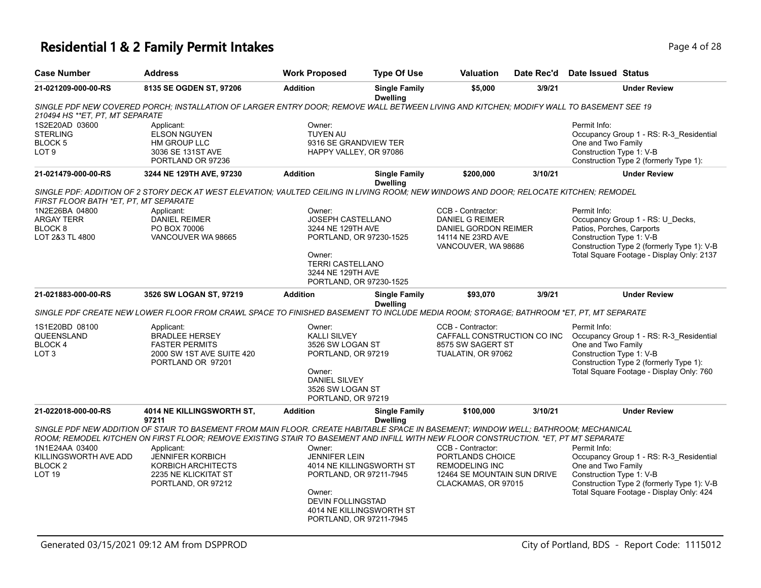# Residential 1 & 2 Family Permit Intakes

| Case Number | Address | Work Proposed | Type Of Use | Valuation | Date Rec'd | Date Issued | Status |
|---|---|---|---|---|---|---|---|
| 21-021209-000-00-RS | 8135 SE OGDEN ST, 97206 | Addition | Single Family Dwelling | $5,000 | 3/9/21 | | Under Review |

*SINGLE PDF NEW COVERED PORCH; INSTALLATION OF LARGER ENTRY DOOR; REMOVE WALL BETWEEN LIVING AND KITCHEN; MODIFY WALL TO BASEMENT SEE 19 210494 HS **ET, PT, MT SEPARATE*

1S2E20AD 03600
STERLING
BLOCK 5
LOT 9

Applicant:
ELSON NGUYEN
HM GROUP LLC
3036 SE 131ST AVE
PORTLAND OR 97236

Owner:
TUYEN AU
9316 SE GRANDVIEW TER
HAPPY VALLEY, OR 97086

Permit Info:
Occupancy Group 1 - RS: R-3_Residential One and Two Family
Construction Type 1: V-B
Construction Type 2 (formerly Type 1):

| Case Number | Address | Work Proposed | Type Of Use | Valuation | Date Rec'd | Date Issued | Status |
|---|---|---|---|---|---|---|---|
| 21-021479-000-00-RS | 3244 NE 129TH AVE, 97230 | Addition | Single Family Dwelling | $200,000 | 3/10/21 | | Under Review |

*SINGLE PDF: ADDITION OF 2 STORY DECK AT WEST ELEVATION; VAULTED CEILING IN LIVING ROOM; NEW WINDOWS AND DOOR; RELOCATE KITCHEN; REMODEL FIRST FLOOR BATH *ET, PT, MT SEPARATE*

1N2E26BA 04800
ARGAY TERR
BLOCK 8
LOT 2&3 TL 4800

Applicant:
DANIEL REIMER
PO BOX 70006
VANCOUVER WA 98665

Owner:
JOSEPH CASTELLANO
3244 NE 129TH AVE
PORTLAND, OR 97230-1525

Owner:
TERRI CASTELLANO
3244 NE 129TH AVE
PORTLAND, OR 97230-1525

CCB - Contractor:
DANIEL G REIMER
DANIEL GORDON REIMER
14114 NE 23RD AVE
VANCOUVER, WA 98686

Permit Info:
Occupancy Group 1 - RS: U_Decks, Patios, Porches, Carports
Construction Type 1: V-B
Construction Type 2 (formerly Type 1): V-B
Total Square Footage - Display Only: 2137

| Case Number | Address | Work Proposed | Type Of Use | Valuation | Date Rec'd | Date Issued | Status |
|---|---|---|---|---|---|---|---|
| 21-021883-000-00-RS | 3526 SW LOGAN ST, 97219 | Addition | Single Family Dwelling | $93,070 | 3/9/21 | | Under Review |

*SINGLE PDF CREATE NEW LOWER FLOOR FROM CRAWL SPACE TO FINISHED BASEMENT TO INCLUDE MEDIA ROOM; STORAGE; BATHROOM *ET, PT, MT SEPARATE*

1S1E20BD 08100
QUEENSLAND
BLOCK 4
LOT 3

Applicant:
BRADLEE HERSEY
FASTER PERMITS
2000 SW 1ST AVE SUITE 420
PORTLAND OR 97201

Owner:
KALLI SILVEY
3526 SW LOGAN ST
PORTLAND, OR 97219

Owner:
DANIEL SILVEY
3526 SW LOGAN ST
PORTLAND, OR 97219

CCB - Contractor:
CAFFALL CONSTRUCTION CO INC
8575 SW SAGERT ST
TUALATIN, OR 97062

Permit Info:
Occupancy Group 1 - RS: R-3_Residential One and Two Family
Construction Type 1: V-B
Construction Type 2 (formerly Type 1):
Total Square Footage - Display Only: 760

| Case Number | Address | Work Proposed | Type Of Use | Valuation | Date Rec'd | Date Issued | Status |
|---|---|---|---|---|---|---|---|
| 21-022018-000-00-RS | 4014 NE KILLINGSWORTH ST, 97211 | Addition | Single Family Dwelling | $100,000 | 3/10/21 | | Under Review |

*SINGLE PDF NEW ADDITION OF STAIR TO BASEMENT FROM MAIN FLOOR. CREATE HABITABLE SPACE IN BASEMENT; WINDOW WELL; BATHROOM; MECHANICAL ROOM; REMODEL KITCHEN ON FIRST FLOOR; REMOVE EXISTING STAIR TO BASEMENT AND INFILL WITH NEW FLOOR CONSTRUCTION. *ET, PT MT SEPARATE*

1N1E24AA 03400
KILLINGSWORTH AVE ADD
BLOCK 2
LOT 19

Applicant:
JENNIFER KORBICH
KORBICH ARCHITECTS
2235 NE KLICKITAT ST
PORTLAND, OR 97212

Owner:
JENNIFER LEIN
4014 NE KILLINGSWORTH ST
PORTLAND, OR 97211-7945

Owner:
DEVIN FOLLINGSTAD
4014 NE KILLINGSWORTH ST
PORTLAND, OR 97211-7945

CCB - Contractor:
PORTLANDS CHOICE REMODELING INC
12464 SE MOUNTAIN SUN DRIVE
CLACKAMAS, OR 97015

Permit Info:
Occupancy Group 1 - RS: R-3_Residential One and Two Family
Construction Type 1: V-B
Construction Type 2 (formerly Type 1): V-B
Total Square Footage - Display Only: 424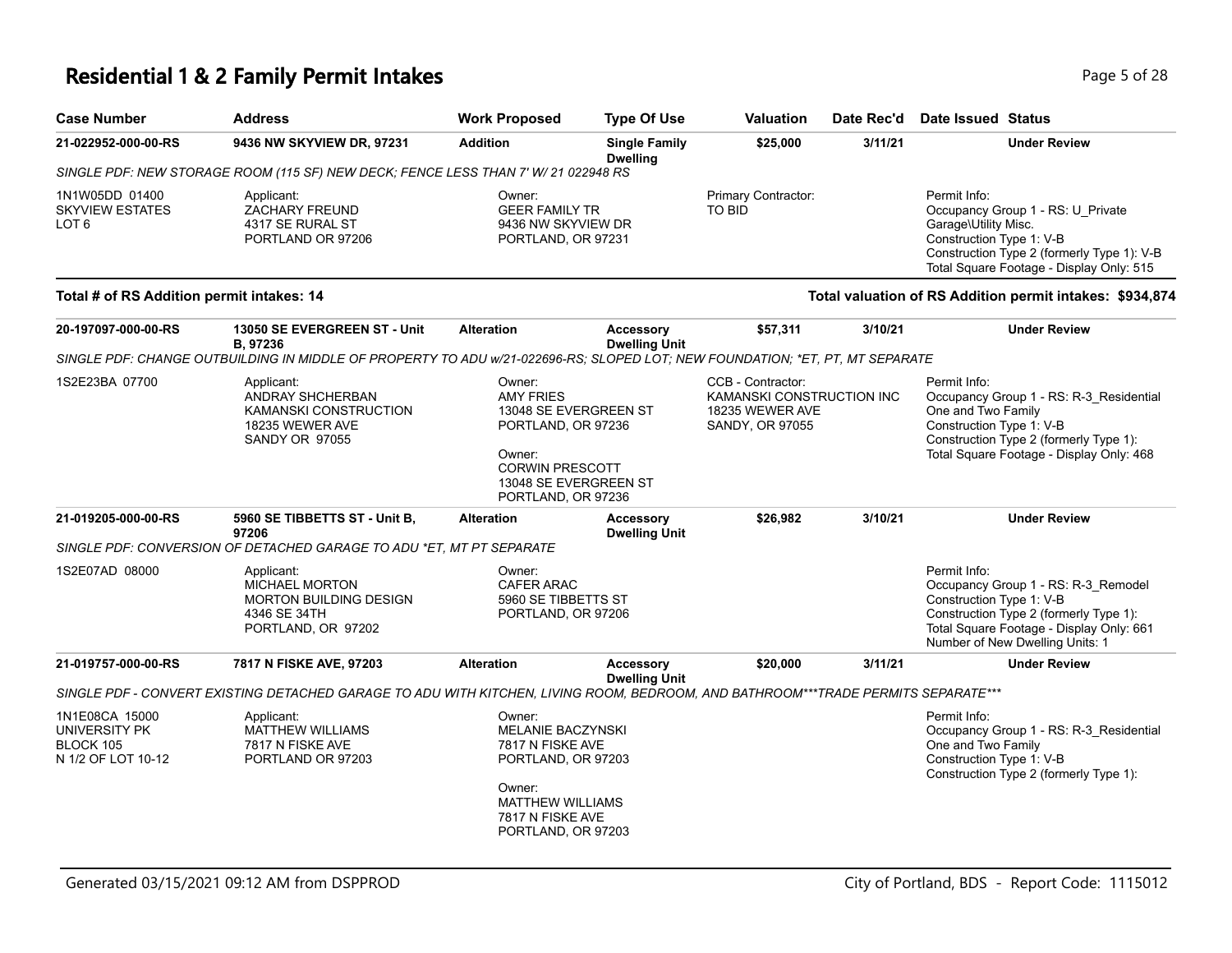# Residential 1 & 2 Family Permit Intakes

| Case Number | Address | Work Proposed | Type Of Use | Valuation | Date Rec'd | Date Issued | Status |
|---|---|---|---|---|---|---|---|
| 21-022952-000-00-RS | 9436 NW SKYVIEW DR, 97231 | Addition | Single Family Dwelling | $25,000 | 3/11/21 | | Under Review |

SINGLE PDF: NEW STORAGE ROOM (115 SF) NEW DECK; FENCE LESS THAN 7' W/ 21 022948 RS

1N1W05DD 01400
SKYVIEW ESTATES
LOT 6

Applicant:
ZACHARY FREUND
4317 SE RURAL ST
PORTLAND OR 97206

Owner:
GEER FAMILY TR
9436 NW SKYVIEW DR
PORTLAND, OR 97231

Primary Contractor:
TO BID

Permit Info:
Occupancy Group 1 - RS: U_Private Garage\Utility Misc.
Construction Type 1: V-B
Construction Type 2 (formerly Type 1): V-B
Total Square Footage - Display Only: 515

**Total # of RS Addition permit intakes: 14**

**Total valuation of RS Addition permit intakes: $934,874**

| Case Number | Address | Work Proposed | Type Of Use | Valuation | Date Rec'd | Date Issued | Status |
|---|---|---|---|---|---|---|---|
| 20-197097-000-00-RS | 13050 SE EVERGREEN ST - Unit B, 97236 | Alteration | Accessory Dwelling Unit | $57,311 | 3/10/21 | | Under Review |

SINGLE PDF: CHANGE OUTBUILDING IN MIDDLE OF PROPERTY TO ADU w/21-022696-RS; SLOPED LOT; NEW FOUNDATION; *ET, PT, MT SEPARATE

1S2E23BA 07700

Applicant:
ANDRAY SHCHERBAN
KAMANSKI CONSTRUCTION
18235 WEWER AVE
SANDY OR 97055

Owner:
AMY FRIES
13048 SE EVERGREEN ST
PORTLAND, OR 97236

Owner:
CORWIN PRESCOTT
13048 SE EVERGREEN ST
PORTLAND, OR 97236

CCB - Contractor:
KAMANSKI CONSTRUCTION INC
18235 WEWER AVE
SANDY, OR 97055

Permit Info:
Occupancy Group 1 - RS: R-3_Residential One and Two Family
Construction Type 1: V-B
Construction Type 2 (formerly Type 1):
Total Square Footage - Display Only: 468

| Case Number | Address | Work Proposed | Type Of Use | Valuation | Date Rec'd | Date Issued | Status |
|---|---|---|---|---|---|---|---|
| 21-019205-000-00-RS | 5960 SE TIBBETTS ST - Unit B, 97206 | Alteration | Accessory Dwelling Unit | $26,982 | 3/10/21 | | Under Review |

SINGLE PDF: CONVERSION OF DETACHED GARAGE TO ADU *ET, MT PT SEPARATE

1S2E07AD 08000

Applicant:
MICHAEL MORTON
MORTON BUILDING DESIGN
4346 SE 34TH
PORTLAND, OR 97202

Owner:
CAFER ARAC
5960 SE TIBBETTS ST
PORTLAND, OR 97206

Permit Info:
Occupancy Group 1 - RS: R-3_Remodel
Construction Type 1: V-B
Construction Type 2 (formerly Type 1):
Total Square Footage - Display Only: 661
Number of New Dwelling Units: 1

| Case Number | Address | Work Proposed | Type Of Use | Valuation | Date Rec'd | Date Issued | Status |
|---|---|---|---|---|---|---|---|
| 21-019757-000-00-RS | 7817 N FISKE AVE, 97203 | Alteration | Accessory Dwelling Unit | $20,000 | 3/11/21 | | Under Review |

SINGLE PDF - CONVERT EXISTING DETACHED GARAGE TO ADU WITH KITCHEN, LIVING ROOM, BEDROOM, AND BATHROOM***TRADE PERMITS SEPARATE***

1N1E08CA 15000
UNIVERSITY PK
BLOCK 105
N 1/2 OF LOT 10-12

Applicant:
MATTHEW WILLIAMS
7817 N FISKE AVE
PORTLAND OR 97203

Owner:
MELANIE BACZYNSKI
7817 N FISKE AVE
PORTLAND, OR 97203

Owner:
MATTHEW WILLIAMS
7817 N FISKE AVE
PORTLAND, OR 97203

Permit Info:
Occupancy Group 1 - RS: R-3_Residential One and Two Family
Construction Type 1: V-B
Construction Type 2 (formerly Type 1):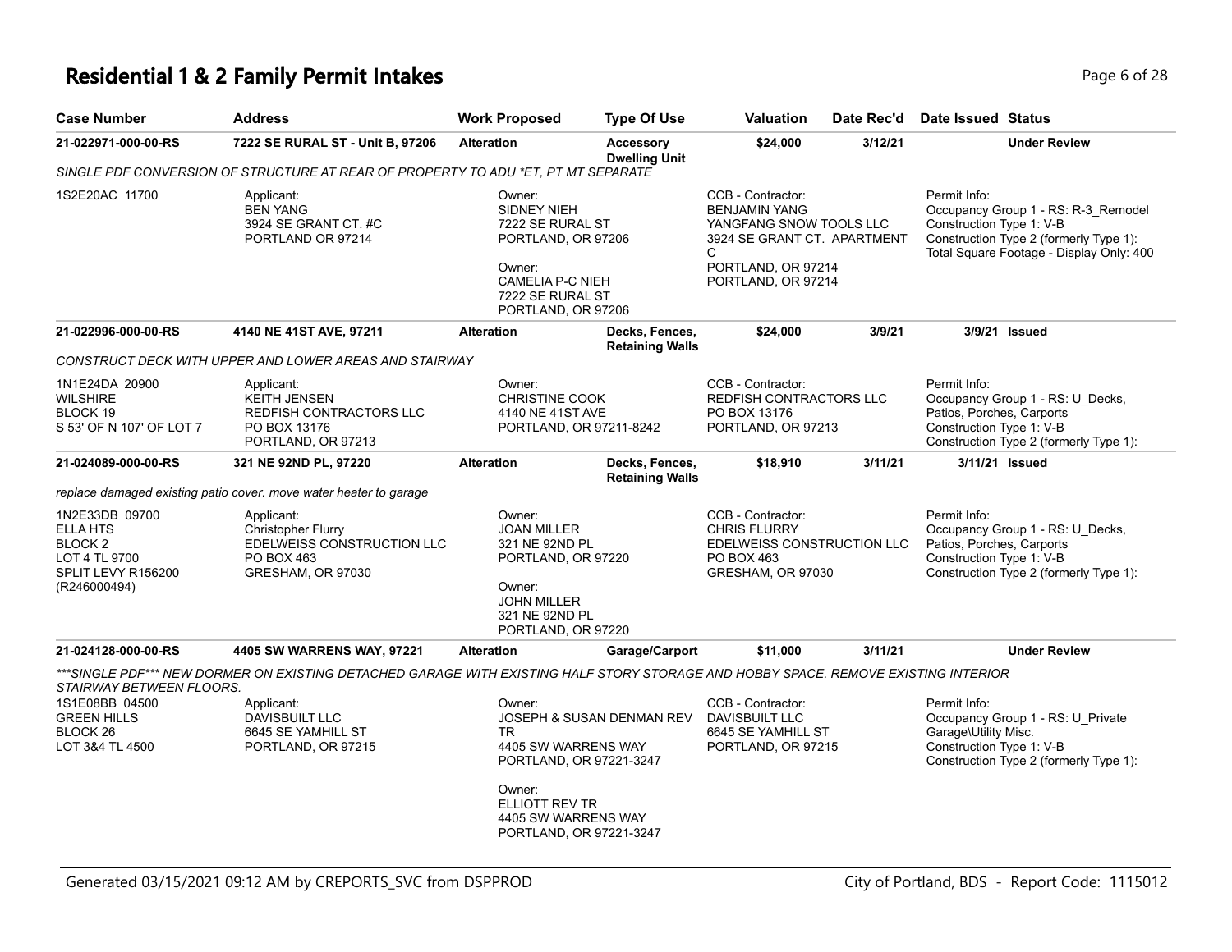# Residential 1 & 2 Family Permit Intakes

| Case Number | Address | Work Proposed | Type Of Use | Valuation | Date Rec'd | Date Issued | Status |
|---|---|---|---|---|---|---|---|
| **21-022971-000-00-RS** | **7222 SE RURAL ST - Unit B, 97206** | **Alteration** | **Accessory Dwelling Unit** | **$24,000** | **3/12/21** | | **Under Review** |

*SINGLE PDF CONVERSION OF STRUCTURE AT REAR OF PROPERTY TO ADU *ET, PT MT SEPARATE*

1S2E20AC 11700

Applicant:
BEN YANG
3924 SE GRANT CT. #C
PORTLAND OR 97214

Owner:
SIDNEY NIEH
7222 SE RURAL ST
PORTLAND, OR 97206

Owner:
CAMELIA P-C NIEH
7222 SE RURAL ST
PORTLAND, OR 97206

CCB - Contractor:
BENJAMIN YANG
YANGFANG SNOW TOOLS LLC
3924 SE GRANT CT. APARTMENT C
PORTLAND, OR 97214
PORTLAND, OR 97214

Permit Info:
Occupancy Group 1 - RS: R-3_Remodel
Construction Type 1: V-B
Construction Type 2 (formerly Type 1):
Total Square Footage - Display Only: 400

---

| Case Number | Address | Work Proposed | Type Of Use | Valuation | Date Rec'd | Date Issued | Status |
|---|---|---|---|---|---|---|---|
| **21-022996-000-00-RS** | **4140 NE 41ST AVE, 97211** | **Alteration** | **Decks, Fences, Retaining Walls** | **$24,000** | **3/9/21** | **3/9/21** | **Issued** |

*CONSTRUCT DECK WITH UPPER AND LOWER AREAS AND STAIRWAY*

1N1E24DA 20900
WILSHIRE
BLOCK 19
S 53' OF N 107' OF LOT 7

Applicant:
KEITH JENSEN
REDFISH CONTRACTORS LLC
PO BOX 13176
PORTLAND, OR 97213

Owner:
CHRISTINE COOK
4140 NE 41ST AVE
PORTLAND, OR 97211-8242

CCB - Contractor:
REDFISH CONTRACTORS LLC
PO BOX 13176
PORTLAND, OR 97213

Permit Info:
Occupancy Group 1 - RS: U_Decks, Patios, Porches, Carports
Construction Type 1: V-B
Construction Type 2 (formerly Type 1):

---

| Case Number | Address | Work Proposed | Type Of Use | Valuation | Date Rec'd | Date Issued | Status |
|---|---|---|---|---|---|---|---|
| **21-024089-000-00-RS** | **321 NE 92ND PL, 97220** | **Alteration** | **Decks, Fences, Retaining Walls** | **$18,910** | **3/11/21** | **3/11/21** | **Issued** |

*replace damaged existing patio cover. move water heater to garage*

1N2E33DB 09700
ELLA HTS
BLOCK 2
LOT 4 TL 9700
SPLIT LEVY R156200
(R246000494)

Applicant:
Christopher Flurry
EDELWEISS CONSTRUCTION LLC
PO BOX 463
GRESHAM, OR 97030

Owner:
JOAN MILLER
321 NE 92ND PL
PORTLAND, OR 97220

Owner:
JOHN MILLER
321 NE 92ND PL
PORTLAND, OR 97220

CCB - Contractor:
CHRIS FLURRY
EDELWEISS CONSTRUCTION LLC
PO BOX 463
GRESHAM, OR 97030

Permit Info:
Occupancy Group 1 - RS: U_Decks, Patios, Porches, Carports
Construction Type 1: V-B
Construction Type 2 (formerly Type 1):

---

| Case Number | Address | Work Proposed | Type Of Use | Valuation | Date Rec'd | Date Issued | Status |
|---|---|---|---|---|---|---|---|
| **21-024128-000-00-RS** | **4405 SW WARRENS WAY, 97221** | **Alteration** | **Garage/Carport** | **$11,000** | **3/11/21** | | **Under Review** |

****SINGLE PDF*** NEW DORMER ON EXISTING DETACHED GARAGE WITH EXISTING HALF STORY STORAGE AND HOBBY SPACE. REMOVE EXISTING INTERIOR STAIRWAY BETWEEN FLOORS.*

1S1E08BB 04500
GREEN HILLS
BLOCK 26
LOT 3&4 TL 4500

Applicant:
DAVISBUILT LLC
6645 SE YAMHILL ST
PORTLAND, OR 97215

Owner:
JOSEPH & SUSAN DENMAN REV TR
4405 SW WARRENS WAY
PORTLAND, OR 97221-3247

Owner:
ELLIOTT REV TR
4405 SW WARRENS WAY
PORTLAND, OR 97221-3247

CCB - Contractor:
DAVISBUILT LLC
6645 SE YAMHILL ST
PORTLAND, OR 97215

Permit Info:
Occupancy Group 1 - RS: U_Private Garage\Utility Misc.
Construction Type 1: V-B
Construction Type 2 (formerly Type 1):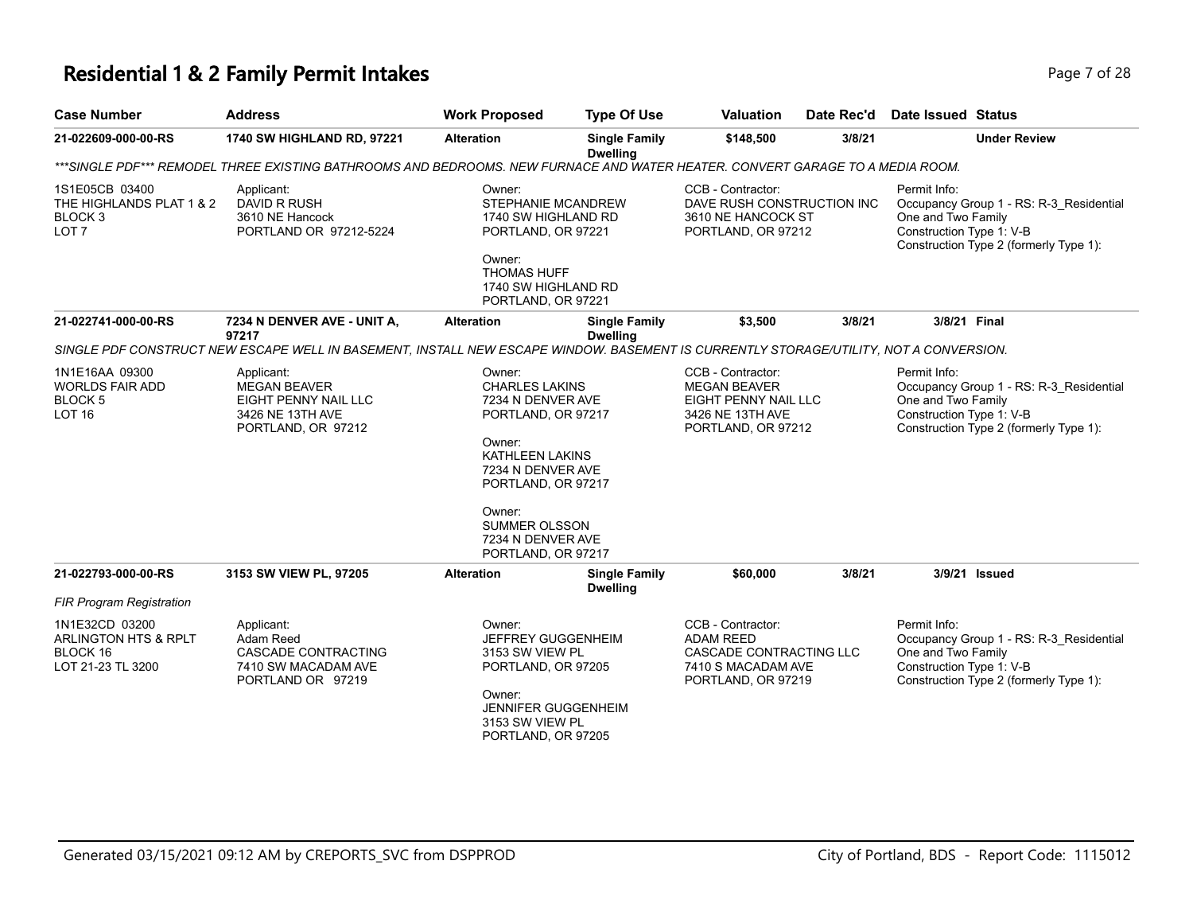# Residential 1 & 2 Family Permit Intakes

| Case Number | Address | Work Proposed | Type Of Use | Valuation | Date Rec'd | Date Issued | Status |
|---|---|---|---|---|---|---|---|
| 21-022609-000-00-RS | 1740 SW HIGHLAND RD, 97221 | Alteration | Single Family Dwelling | $148,500 | 3/8/21 | | Under Review |

*\*\*\*SINGLE PDF\*\*\* REMODEL THREE EXISTING BATHROOMS AND BEDROOMS. NEW FURNACE AND WATER HEATER. CONVERT GARAGE TO A MEDIA ROOM.*

1S1E05CB 03400
THE HIGHLANDS PLAT 1 & 2
BLOCK 3
LOT 7

Applicant:
DAVID R RUSH
3610 NE Hancock
PORTLAND OR 97212-5224

Owner:
STEPHANIE MCANDREW
1740 SW HIGHLAND RD
PORTLAND, OR 97221

Owner:
THOMAS HUFF
1740 SW HIGHLAND RD
PORTLAND, OR 97221

CCB - Contractor:
DAVE RUSH CONSTRUCTION INC
3610 NE HANCOCK ST
PORTLAND, OR 97212

Permit Info:
Occupancy Group 1 - RS: R-3_Residential One and Two Family
Construction Type 1: V-B
Construction Type 2 (formerly Type 1):

| Case Number | Address | Work Proposed | Type Of Use | Valuation | Date Rec'd | Date Issued | Status |
|---|---|---|---|---|---|---|---|
| 21-022741-000-00-RS | 7234 N DENVER AVE - UNIT A, 97217 | Alteration | Single Family Dwelling | $3,500 | 3/8/21 | 3/8/21 | Final |

*SINGLE PDF CONSTRUCT NEW ESCAPE WELL IN BASEMENT, INSTALL NEW ESCAPE WINDOW. BASEMENT IS CURRENTLY STORAGE/UTILITY, NOT A CONVERSION.*

1N1E16AA 09300
WORLDS FAIR ADD
BLOCK 5
LOT 16

Applicant:
MEGAN BEAVER
EIGHT PENNY NAIL LLC
3426 NE 13TH AVE
PORTLAND, OR 97212

Owner:
CHARLES LAKINS
7234 N DENVER AVE
PORTLAND, OR 97217

Owner:
KATHLEEN LAKINS
7234 N DENVER AVE
PORTLAND, OR 97217

Owner:
SUMMER OLSSON
7234 N DENVER AVE
PORTLAND, OR 97217

CCB - Contractor:
MEGAN BEAVER
EIGHT PENNY NAIL LLC
3426 NE 13TH AVE
PORTLAND, OR 97212

Permit Info:
Occupancy Group 1 - RS: R-3_Residential One and Two Family
Construction Type 1: V-B
Construction Type 2 (formerly Type 1):

| Case Number | Address | Work Proposed | Type Of Use | Valuation | Date Rec'd | Date Issued | Status |
|---|---|---|---|---|---|---|---|
| 21-022793-000-00-RS | 3153 SW VIEW PL, 97205 | Alteration | Single Family Dwelling | $60,000 | 3/8/21 | 3/9/21 | Issued |

*FIR Program Registration*

1N1E32CD 03200
ARLINGTON HTS & RPLT
BLOCK 16
LOT 21-23 TL 3200

Applicant:
Adam Reed
CASCADE CONTRACTING
7410 SW MACADAM AVE
PORTLAND OR 97219

Owner:
JEFFREY GUGGENHEIM
3153 SW VIEW PL
PORTLAND, OR 97205

Owner:
JENNIFER GUGGENHEIM
3153 SW VIEW PL
PORTLAND, OR 97205

CCB - Contractor:
ADAM REED
CASCADE CONTRACTING LLC
7410 S MACADAM AVE
PORTLAND, OR 97219

Permit Info:
Occupancy Group 1 - RS: R-3_Residential One and Two Family
Construction Type 1: V-B
Construction Type 2 (formerly Type 1):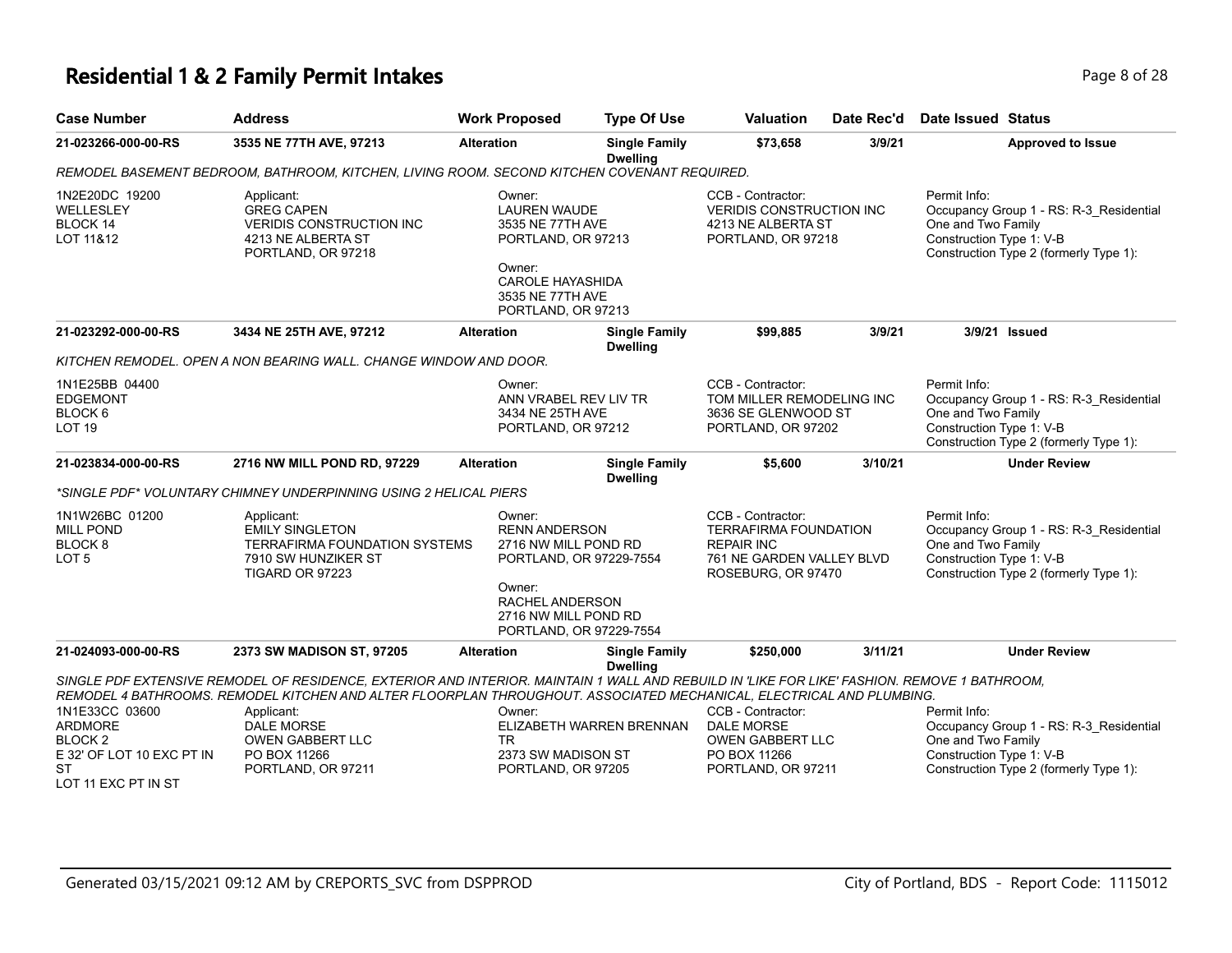# Residential 1 & 2 Family Permit Intakes

| Case Number | Address | Work Proposed | Type Of Use | Valuation | Date Rec'd | Date Issued | Status |
|---|---|---|---|---|---|---|---|
| 21-023266-000-00-RS | 3535 NE 77TH AVE, 97213 | Alteration | Single Family Dwelling | $73,658 | 3/9/21 | | Approved to Issue |

REMODEL BASEMENT BEDROOM, BATHROOM, KITCHEN, LIVING ROOM. SECOND KITCHEN COVENANT REQUIRED.

1N2E20DC 19200
WELLESLEY
BLOCK 14
LOT 11&12

Applicant:
GREG CAPEN
VERIDIS CONSTRUCTION INC
4213 NE ALBERTA ST
PORTLAND, OR 97218

Owner:
LAUREN WAUDE
3535 NE 77TH AVE
PORTLAND, OR 97213

Owner:
CAROLE HAYASHIDA
3535 NE 77TH AVE
PORTLAND, OR 97213

CCB - Contractor:
VERIDIS CONSTRUCTION INC
4213 NE ALBERTA ST
PORTLAND, OR 97218

Permit Info:
Occupancy Group 1 - RS: R-3_Residential One and Two Family
Construction Type 1: V-B
Construction Type 2 (formerly Type 1):

| Case Number | Address | Work Proposed | Type Of Use | Valuation | Date Rec'd | Date Issued | Status |
|---|---|---|---|---|---|---|---|
| 21-023292-000-00-RS | 3434 NE 25TH AVE, 97212 | Alteration | Single Family Dwelling | $99,885 | 3/9/21 | 3/9/21 | Issued |

KITCHEN REMODEL. OPEN A NON BEARING WALL. CHANGE WINDOW AND DOOR.

1N1E25BB 04400
EDGEMONT
BLOCK 6
LOT 19

Owner:
ANN VRABEL REV LIV TR
3434 NE 25TH AVE
PORTLAND, OR 97212

CCB - Contractor:
TOM MILLER REMODELING INC
3636 SE GLENWOOD ST
PORTLAND, OR 97202

Permit Info:
Occupancy Group 1 - RS: R-3_Residential One and Two Family
Construction Type 1: V-B
Construction Type 2 (formerly Type 1):

| Case Number | Address | Work Proposed | Type Of Use | Valuation | Date Rec'd | Date Issued | Status |
|---|---|---|---|---|---|---|---|
| 21-023834-000-00-RS | 2716 NW MILL POND RD, 97229 | Alteration | Single Family Dwelling | $5,600 | 3/10/21 | | Under Review |

*SINGLE PDF* VOLUNTARY CHIMNEY UNDERPINNING USING 2 HELICAL PIERS

1N1W26BC 01200
MILL POND
BLOCK 8
LOT 5

Applicant:
EMILY SINGLETON
TERRAFIRMA FOUNDATION SYSTEMS
7910 SW HUNZIKER ST
TIGARD OR 97223

Owner:
RENN ANDERSON
2716 NW MILL POND RD
PORTLAND, OR 97229-7554

Owner:
RACHEL ANDERSON
2716 NW MILL POND RD
PORTLAND, OR 97229-7554

CCB - Contractor:
TERRAFIRMA FOUNDATION REPAIR INC
761 NE GARDEN VALLEY BLVD
ROSEBURG, OR 97470

Permit Info:
Occupancy Group 1 - RS: R-3_Residential One and Two Family
Construction Type 1: V-B
Construction Type 2 (formerly Type 1):

| Case Number | Address | Work Proposed | Type Of Use | Valuation | Date Rec'd | Date Issued | Status |
|---|---|---|---|---|---|---|---|
| 21-024093-000-00-RS | 2373 SW MADISON ST, 97205 | Alteration | Single Family Dwelling | $250,000 | 3/11/21 | | Under Review |

SINGLE PDF EXTENSIVE REMODEL OF RESIDENCE, EXTERIOR AND INTERIOR. MAINTAIN 1 WALL AND REBUILD IN 'LIKE FOR LIKE' FASHION. REMOVE 1 BATHROOM, REMODEL 4 BATHROOMS. REMODEL KITCHEN AND ALTER FLOORPLAN THROUGHOUT. ASSOCIATED MECHANICAL, ELECTRICAL AND PLUMBING.

1N1E33CC 03600
ARDMORE
BLOCK 2
E 32' OF LOT 10 EXC PT IN ST
LOT 11 EXC PT IN ST

Applicant:
DALE MORSE
OWEN GABBERT LLC
PO BOX 11266
PORTLAND, OR 97211

Owner:
ELIZABETH WARREN BRENNAN TR
2373 SW MADISON ST
PORTLAND, OR 97205

CCB - Contractor:
DALE MORSE
OWEN GABBERT LLC
PO BOX 11266
PORTLAND, OR 97211

Permit Info:
Occupancy Group 1 - RS: R-3_Residential One and Two Family
Construction Type 1: V-B
Construction Type 2 (formerly Type 1):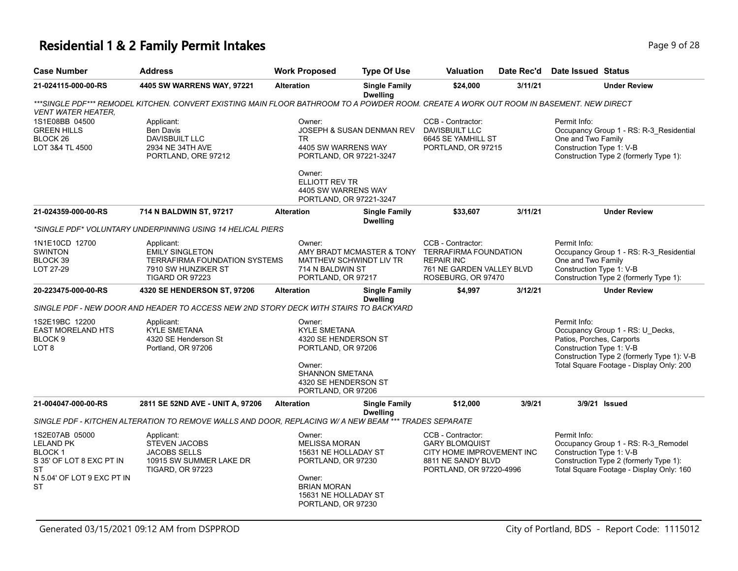# Residential 1 & 2 Family Permit Intakes

| Case Number | Address | Work Proposed | Type Of Use | Valuation | Date Rec'd | Date Issued | Status |
|---|---|---|---|---|---|---|---|
| 21-024115-000-00-RS | 4405 SW WARRENS WAY, 97221 | Alteration | Single Family Dwelling | $24,000 | 3/11/21 | | Under Review |

***SINGLE PDF*** REMODEL KITCHEN. CONVERT EXISTING MAIN FLOOR BATHROOM TO A POWDER ROOM. CREATE A WORK OUT ROOM IN BASEMENT. NEW DIRECT VENT WATER HEATER,

1S1E08BB 04500
GREEN HILLS
BLOCK 26
LOT 3&4 TL 4500

Applicant:
Ben Davis
DAVISBUILT LLC
2934 NE 34TH AVE
PORTLAND, ORE 97212

Owner:
JOSEPH & SUSAN DENMAN REV TR
4405 SW WARRENS WAY
PORTLAND, OR 97221-3247

Owner:
ELLIOTT REV TR
4405 SW WARRENS WAY
PORTLAND, OR 97221-3247

CCB - Contractor:
DAVISBUILT LLC
6645 SE YAMHILL ST
PORTLAND, OR 97215

Permit Info:
Occupancy Group 1 - RS: R-3_Residential One and Two Family
Construction Type 1: V-B
Construction Type 2 (formerly Type 1):

| Case Number | Address | Work Proposed | Type Of Use | Valuation | Date Rec'd | Date Issued | Status |
|---|---|---|---|---|---|---|---|
| 21-024359-000-00-RS | 714 N BALDWIN ST, 97217 | Alteration | Single Family Dwelling | $33,607 | 3/11/21 | | Under Review |

*SINGLE PDF* VOLUNTARY UNDERPINNING USING 14 HELICAL PIERS

1N1E10CD 12700
SWINTON
BLOCK 39
LOT 27-29

Applicant:
EMILY SINGLETON
TERRAFIRMA FOUNDATION SYSTEMS
7910 SW HUNZIKER ST
TIGARD OR 97223

Owner:
AMY BRADT MCMASTER & TONY MATTHEW SCHWINDT LIV TR
714 N BALDWIN ST
PORTLAND, OR 97217

CCB - Contractor:
TERRAFIRMA FOUNDATION REPAIR INC
761 NE GARDEN VALLEY BLVD
ROSEBURG, OR 97470

Permit Info:
Occupancy Group 1 - RS: R-3_Residential One and Two Family
Construction Type 1: V-B
Construction Type 2 (formerly Type 1):

| Case Number | Address | Work Proposed | Type Of Use | Valuation | Date Rec'd | Date Issued | Status |
|---|---|---|---|---|---|---|---|
| 20-223475-000-00-RS | 4320 SE HENDERSON ST, 97206 | Alteration | Single Family Dwelling | $4,997 | 3/12/21 | | Under Review |

SINGLE PDF - NEW DOOR AND HEADER TO ACCESS NEW 2ND STORY DECK WITH STAIRS TO BACKYARD

1S2E19BC 12200
EAST MORELAND HTS
BLOCK 9
LOT 8

Applicant:
KYLE SMETANA
4320 SE Henderson St
Portland, OR 97206

Owner:
KYLE SMETANA
4320 SE HENDERSON ST
PORTLAND, OR 97206

Owner:
SHANNON SMETANA
4320 SE HENDERSON ST
PORTLAND, OR 97206

Permit Info:
Occupancy Group 1 - RS: U_Decks, Patios, Porches, Carports
Construction Type 1: V-B
Construction Type 2 (formerly Type 1): V-B
Total Square Footage - Display Only: 200

| Case Number | Address | Work Proposed | Type Of Use | Valuation | Date Rec'd | Date Issued | Status |
|---|---|---|---|---|---|---|---|
| 21-004047-000-00-RS | 2811 SE 52ND AVE - UNIT A, 97206 | Alteration | Single Family Dwelling | $12,000 | 3/9/21 | 3/9/21 | Issued |

SINGLE PDF - KITCHEN ALTERATION TO REMOVE WALLS AND DOOR, REPLACING W/ A NEW BEAM *** TRADES SEPARATE

1S2E07AB 05000
LELAND PK
BLOCK 1
S 35' OF LOT 8 EXC PT IN ST
N 5.04' OF LOT 9 EXC PT IN ST

Applicant:
STEVEN JACOBS
JACOBS SELLS
10915 SW SUMMER LAKE DR
TIGARD, OR 97223

Owner:
MELISSA MORAN
15631 NE HOLLADAY ST
PORTLAND, OR 97230

Owner:
BRIAN MORAN
15631 NE HOLLADAY ST
PORTLAND, OR 97230

CCB - Contractor:
GARY BLOMQUIST
CITY HOME IMPROVEMENT INC
8811 NE SANDY BLVD
PORTLAND, OR 97220-4996

Permit Info:
Occupancy Group 1 - RS: R-3_Remodel
Construction Type 1: V-B
Construction Type 2 (formerly Type 1):
Total Square Footage - Display Only: 160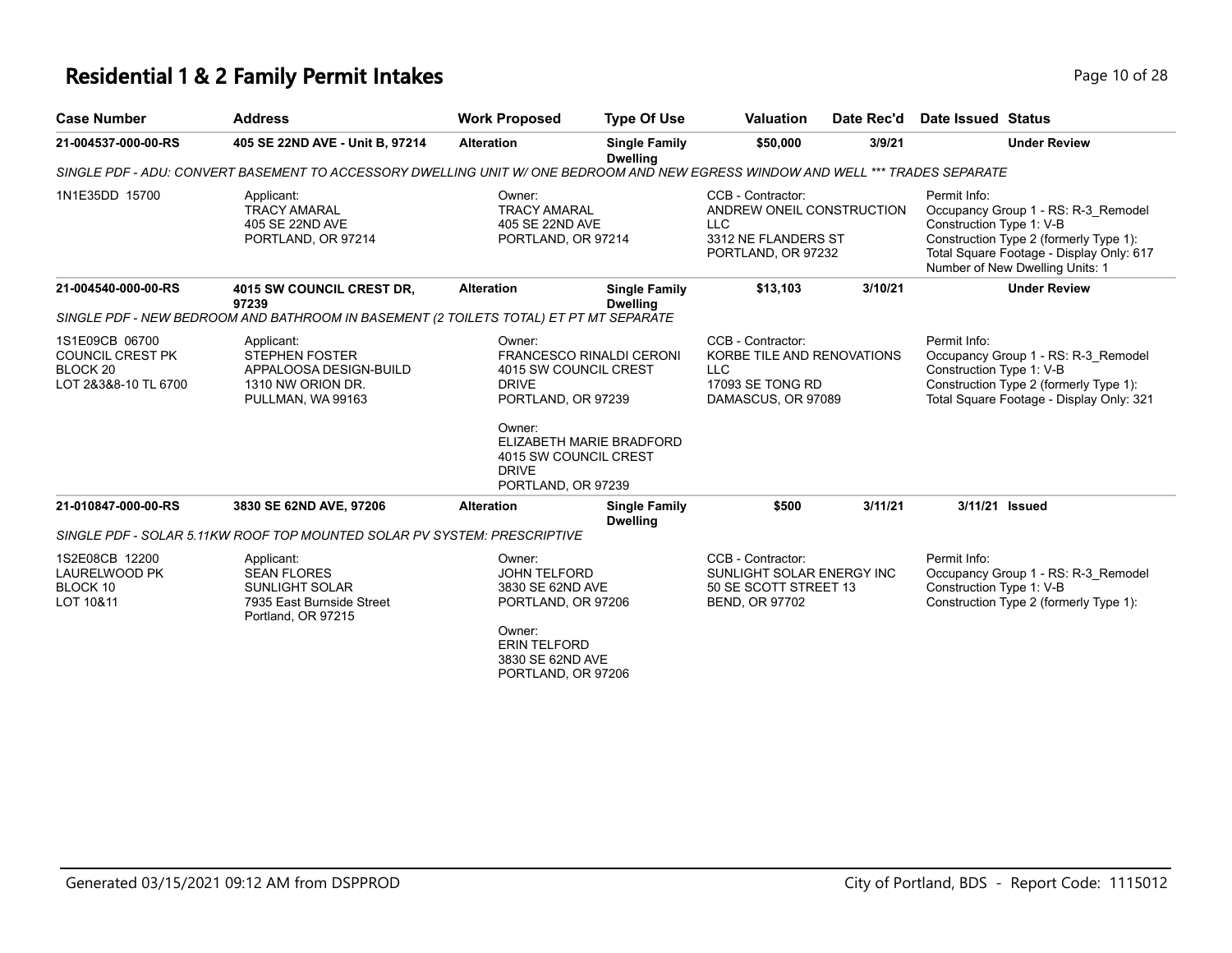# Residential 1 & 2 Family Permit Intakes

| Case Number | Address | Work Proposed | Type Of Use | Valuation | Date Rec'd | Date Issued | Status |
|---|---|---|---|---|---|---|---|
| 21-004537-000-00-RS | 405 SE 22ND AVE - Unit B, 97214 | Alteration | Single Family Dwelling | $50,000 | 3/9/21 | | Under Review |

*SINGLE PDF - ADU: CONVERT BASEMENT TO ACCESSORY DWELLING UNIT W/ ONE BEDROOM AND NEW EGRESS WINDOW AND WELL *** TRADES SEPARATE*

1N1E35DD 15700

Applicant:
TRACY AMARAL
405 SE 22ND AVE
PORTLAND, OR 97214

Owner:
TRACY AMARAL
405 SE 22ND AVE
PORTLAND, OR 97214

CCB - Contractor:
ANDREW ONEIL CONSTRUCTION LLC
3312 NE FLANDERS ST
PORTLAND, OR 97232

Permit Info:
Occupancy Group 1 - RS: R-3_Remodel
Construction Type 1: V-B
Construction Type 2 (formerly Type 1):
Total Square Footage - Display Only: 617
Number of New Dwelling Units: 1

| Case Number | Address | Work Proposed | Type Of Use | Valuation | Date Rec'd | Date Issued | Status |
|---|---|---|---|---|---|---|---|
| 21-004540-000-00-RS | 4015 SW COUNCIL CREST DR, 97239 | Alteration | Single Family Dwelling | $13,103 | 3/10/21 | | Under Review |

*SINGLE PDF - NEW BEDROOM AND BATHROOM IN BASEMENT (2 TOILETS TOTAL) ET PT MT SEPARATE*

1S1E09CB 06700
COUNCIL CREST PK
BLOCK 20
LOT 2&3&8-10 TL 6700

Applicant:
STEPHEN FOSTER
APPALOOSA DESIGN-BUILD
1310 NW ORION DR.
PULLMAN, WA 99163

Owner:
FRANCESCO RINALDI CERONI
4015 SW COUNCIL CREST DRIVE
PORTLAND, OR 97239

Owner:
ELIZABETH MARIE BRADFORD
4015 SW COUNCIL CREST DRIVE
PORTLAND, OR 97239

CCB - Contractor:
KORBE TILE AND RENOVATIONS LLC
17093 SE TONG RD
DAMASCUS, OR 97089

Permit Info:
Occupancy Group 1 - RS: R-3_Remodel
Construction Type 1: V-B
Construction Type 2 (formerly Type 1):
Total Square Footage - Display Only: 321

| Case Number | Address | Work Proposed | Type Of Use | Valuation | Date Rec'd | Date Issued | Status |
|---|---|---|---|---|---|---|---|
| 21-010847-000-00-RS | 3830 SE 62ND AVE, 97206 | Alteration | Single Family Dwelling | $500 | 3/11/21 | 3/11/21 | Issued |

*SINGLE PDF - SOLAR 5.11KW ROOF TOP MOUNTED SOLAR PV SYSTEM: PRESCRIPTIVE*

1S2E08CB 12200
LAURELWOOD PK
BLOCK 10
LOT 10&11

Applicant:
SEAN FLORES
SUNLIGHT SOLAR
7935 East Burnside Street
Portland, OR 97215

Owner:
JOHN TELFORD
3830 SE 62ND AVE
PORTLAND, OR 97206

Owner:
ERIN TELFORD
3830 SE 62ND AVE
PORTLAND, OR 97206

CCB - Contractor:
SUNLIGHT SOLAR ENERGY INC
50 SE SCOTT STREET 13
BEND, OR 97702

Permit Info:
Occupancy Group 1 - RS: R-3_Remodel
Construction Type 1: V-B
Construction Type 2 (formerly Type 1):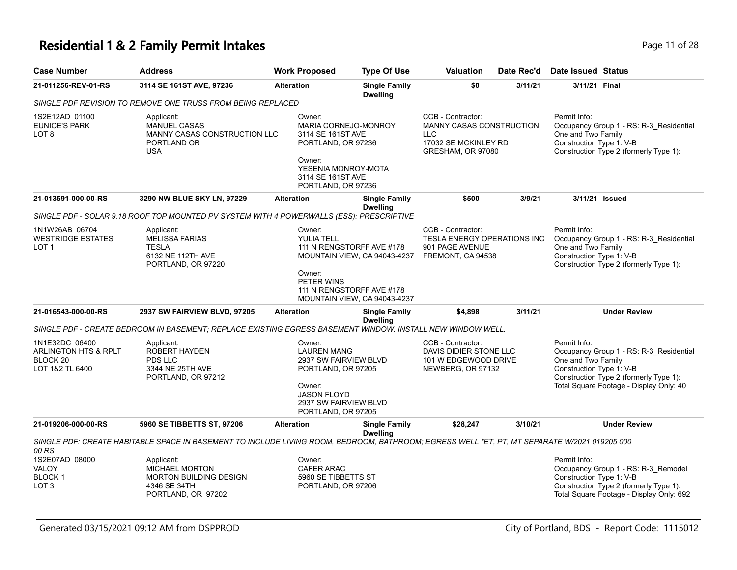# Residential 1 & 2 Family Permit Intakes

| Case Number | Address | Work Proposed | Type Of Use | Valuation | Date Rec'd | Date Issued | Status |
|---|---|---|---|---|---|---|---|
| **21-011256-REV-01-RS** | **3114 SE 161ST AVE, 97236** | **Alteration** | **Single Family Dwelling** | **$0** | **3/11/21** | **3/11/21** | **Final** |

*SINGLE PDF REVISION TO REMOVE ONE TRUSS FROM BEING REPLACED*

1S2E12AD 01100
EUNICE'S PARK
LOT 8

Applicant:
MANUEL CASAS
MANNY CASAS CONSTRUCTION LLC
PORTLAND OR
USA

Owner:
MARIA CORNEJO-MONROY
3114 SE 161ST AVE
PORTLAND, OR 97236

Owner:
YESENIA MONROY-MOTA
3114 SE 161ST AVE
PORTLAND, OR 97236

CCB - Contractor:
MANNY CASAS CONSTRUCTION LLC
17032 SE MCKINLEY RD
GRESHAM, OR 97080

Permit Info:
Occupancy Group 1 - RS: R-3_Residential One and Two Family
Construction Type 1: V-B
Construction Type 2 (formerly Type 1):

| Case Number | Address | Work Proposed | Type Of Use | Valuation | Date Rec'd | Date Issued | Status |
|---|---|---|---|---|---|---|---|
| **21-013591-000-00-RS** | **3290 NW BLUE SKY LN, 97229** | **Alteration** | **Single Family Dwelling** | **$500** | **3/9/21** | **3/11/21** | **Issued** |

*SINGLE PDF - SOLAR 9.18 ROOF TOP MOUNTED PV SYSTEM WITH 4 POWERWALLS (ESS): PRESCRIPTIVE*

1N1W26AB 06704
WESTRIDGE ESTATES
LOT 1

Applicant:
MELISSA FARIAS
TESLA
6132 NE 112TH AVE
PORTLAND, OR 97220

Owner:
YULIA TELL
111 N RENGSTORFF AVE #178
MOUNTAIN VIEW, CA 94043-4237

Owner:
PETER WINS
111 N RENGSTORFF AVE #178
MOUNTAIN VIEW, CA 94043-4237

CCB - Contractor:
TESLA ENERGY OPERATIONS INC
901 PAGE AVENUE
FREMONT, CA 94538

Permit Info:
Occupancy Group 1 - RS: R-3_Residential One and Two Family
Construction Type 1: V-B
Construction Type 2 (formerly Type 1):

| Case Number | Address | Work Proposed | Type Of Use | Valuation | Date Rec'd | Date Issued | Status |
|---|---|---|---|---|---|---|---|
| **21-016543-000-00-RS** | **2937 SW FAIRVIEW BLVD, 97205** | **Alteration** | **Single Family Dwelling** | **$4,898** | **3/11/21** | | **Under Review** |

*SINGLE PDF - CREATE BEDROOM IN BASEMENT; REPLACE EXISTING EGRESS BASEMENT WINDOW. INSTALL NEW WINDOW WELL.*

1N1E32DC 06400
ARLINGTON HTS & RPLT
BLOCK 20
LOT 1&2 TL 6400

Applicant:
ROBERT HAYDEN
PDS LLC
3344 NE 25TH AVE
PORTLAND, OR 97212

Owner:
LAUREN MANG
2937 SW FAIRVIEW BLVD
PORTLAND, OR 97205

Owner:
JASON FLOYD
2937 SW FAIRVIEW BLVD
PORTLAND, OR 97205

CCB - Contractor:
DAVIS DIDIER STONE LLC
101 W EDGEWOOD DRIVE
NEWBERG, OR 97132

Permit Info:
Occupancy Group 1 - RS: R-3_Residential One and Two Family
Construction Type 1: V-B
Construction Type 2 (formerly Type 1):
Total Square Footage - Display Only: 40

| Case Number | Address | Work Proposed | Type Of Use | Valuation | Date Rec'd | Date Issued | Status |
|---|---|---|---|---|---|---|---|
| **21-019206-000-00-RS** | **5960 SE TIBBETTS ST, 97206** | **Alteration** | **Single Family Dwelling** | **$28,247** | **3/10/21** | | **Under Review** |

*SINGLE PDF: CREATE HABITABLE SPACE IN BASEMENT TO INCLUDE LIVING ROOM, BEDROOM, BATHROOM; EGRESS WELL *ET, PT, MT SEPARATE W/2021 019205 000 00 RS*

1S2E07AD 08000
VALOY
BLOCK 1
LOT 3

Applicant:
MICHAEL MORTON
MORTON BUILDING DESIGN
4346 SE 34TH
PORTLAND, OR 97202

Owner:
CAFER ARAC
5960 SE TIBBETTS ST
PORTLAND, OR 97206

Permit Info:
Occupancy Group 1 - RS: R-3_Remodel
Construction Type 1: V-B
Construction Type 2 (formerly Type 1):
Total Square Footage - Display Only: 692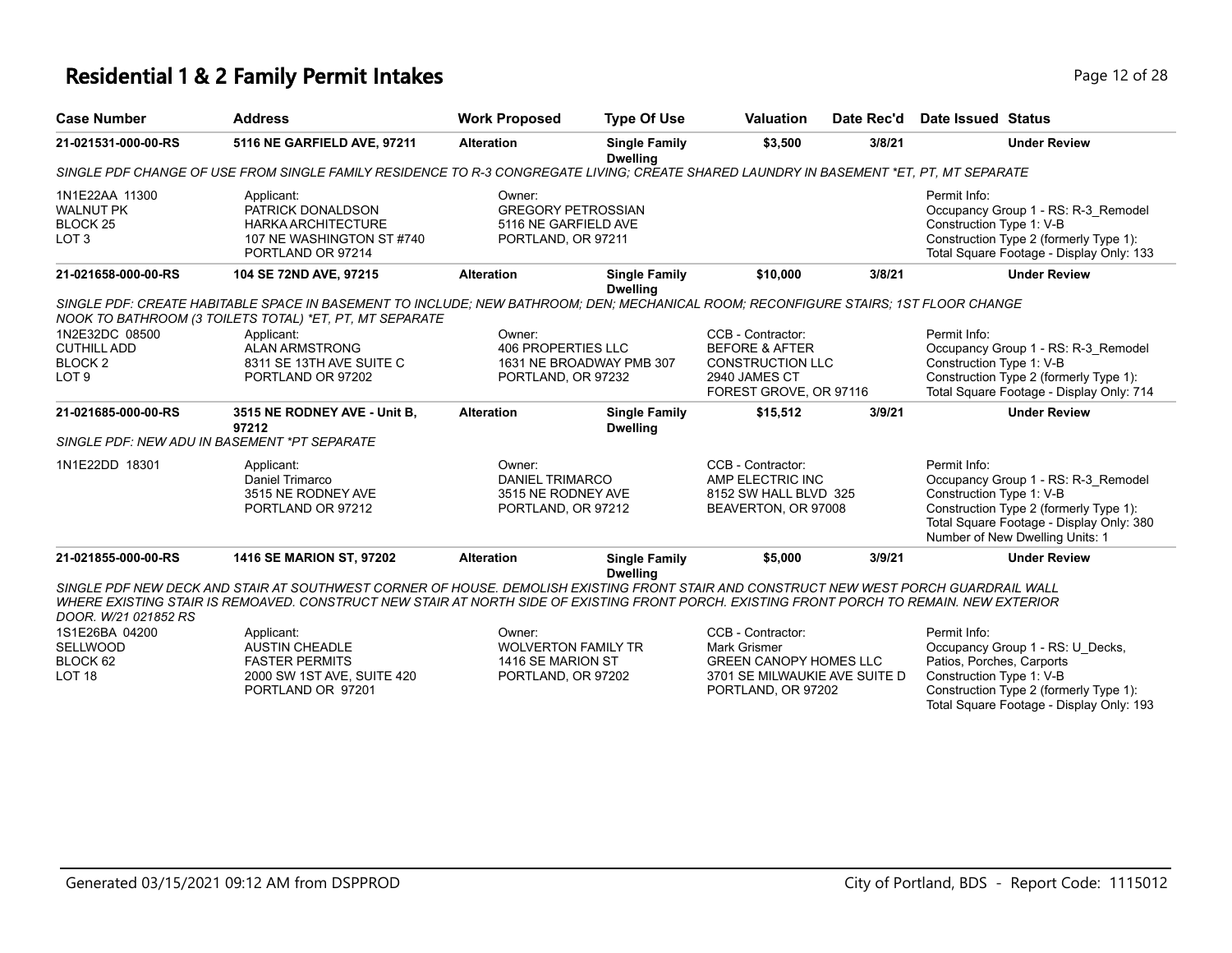# Residential 1 & 2 Family Permit Intakes

| Case Number | Address | Work Proposed | Type Of Use | Valuation | Date Rec'd | Date Issued | Status |
|---|---|---|---|---|---|---|---|
| **21-021531-000-00-RS** | **5116 NE GARFIELD AVE, 97211** | **Alteration** | **Single Family Dwelling** | **$3,500** | **3/8/21** | | **Under Review** |

*SINGLE PDF CHANGE OF USE FROM SINGLE FAMILY RESIDENCE TO R-3 CONGREGATE LIVING; CREATE SHARED LAUNDRY IN BASEMENT *ET, PT, MT SEPARATE*

1N1E22AA 11300
WALNUT PK
BLOCK 25
LOT 3

Applicant:
PATRICK DONALDSON
HARKA ARCHITECTURE
107 NE WASHINGTON ST #740
PORTLAND OR 97214

Owner:
GREGORY PETROSSIAN
5116 NE GARFIELD AVE
PORTLAND, OR 97211

Permit Info:
Occupancy Group 1 - RS: R-3_Remodel
Construction Type 1: V-B
Construction Type 2 (formerly Type 1):
Total Square Footage - Display Only: 133

| Case Number | Address | Work Proposed | Type Of Use | Valuation | Date Rec'd | Date Issued | Status |
|---|---|---|---|---|---|---|---|
| **21-021658-000-00-RS** | **104 SE 72ND AVE, 97215** | **Alteration** | **Single Family Dwelling** | **$10,000** | **3/8/21** | | **Under Review** |

*SINGLE PDF: CREATE HABITABLE SPACE IN BASEMENT TO INCLUDE; NEW BATHROOM; DEN; MECHANICAL ROOM; RECONFIGURE STAIRS; 1ST FLOOR CHANGE NOOK TO BATHROOM (3 TOILETS TOTAL) *ET, PT, MT SEPARATE*

1N2E32DC 08500
CUTHILL ADD
BLOCK 2
LOT 9

Applicant:
ALAN ARMSTRONG
8311 SE 13TH AVE SUITE C
PORTLAND OR 97202

Owner:
406 PROPERTIES LLC
1631 NE BROADWAY PMB 307
PORTLAND, OR 97232

CCB - Contractor:
BEFORE & AFTER
CONSTRUCTION LLC
2940 JAMES CT
FOREST GROVE, OR 97116

Permit Info:
Occupancy Group 1 - RS: R-3_Remodel
Construction Type 1: V-B
Construction Type 2 (formerly Type 1):
Total Square Footage - Display Only: 714

| Case Number | Address | Work Proposed | Type Of Use | Valuation | Date Rec'd | Date Issued | Status |
|---|---|---|---|---|---|---|---|
| **21-021685-000-00-RS** | **3515 NE RODNEY AVE - Unit B, 97212** | **Alteration** | **Single Family Dwelling** | **$15,512** | **3/9/21** | | **Under Review** |

*SINGLE PDF: NEW ADU IN BASEMENT *PT SEPARATE*

1N1E22DD 18301

Applicant:
Daniel Trimarco
3515 NE RODNEY AVE
PORTLAND OR 97212

Owner:
DANIEL TRIMARCO
3515 NE RODNEY AVE
PORTLAND, OR 97212

CCB - Contractor:
AMP ELECTRIC INC
8152 SW HALL BLVD 325
BEAVERTON, OR 97008

Permit Info:
Occupancy Group 1 - RS: R-3_Remodel
Construction Type 1: V-B
Construction Type 2 (formerly Type 1):
Total Square Footage - Display Only: 380
Number of New Dwelling Units: 1

| Case Number | Address | Work Proposed | Type Of Use | Valuation | Date Rec'd | Date Issued | Status |
|---|---|---|---|---|---|---|---|
| **21-021855-000-00-RS** | **1416 SE MARION ST, 97202** | **Alteration** | **Single Family Dwelling** | **$5,000** | **3/9/21** | | **Under Review** |

*SINGLE PDF NEW DECK AND STAIR AT SOUTHWEST CORNER OF HOUSE. DEMOLISH EXISTING FRONT STAIR AND CONSTRUCT NEW WEST PORCH GUARDRAIL WALL WHERE EXISTING STAIR IS REMOAVED. CONSTRUCT NEW STAIR AT NORTH SIDE OF EXISTING FRONT PORCH. EXISTING FRONT PORCH TO REMAIN. NEW EXTERIOR DOOR. W/21 021852 RS*

1S1E26BA 04200
SELLWOOD
BLOCK 62
LOT 18

Applicant:
AUSTIN CHEADLE
FASTER PERMITS
2000 SW 1ST AVE, SUITE 420
PORTLAND OR 97201

Owner:
WOLVERTON FAMILY TR
1416 SE MARION ST
PORTLAND, OR 97202

CCB - Contractor:
Mark Grismer
GREEN CANOPY HOMES LLC
3701 SE MILWAUKIE AVE SUITE D
PORTLAND, OR 97202

Permit Info:
Occupancy Group 1 - RS: U_Decks, Patios, Porches, Carports
Construction Type 1: V-B
Construction Type 2 (formerly Type 1):
Total Square Footage - Display Only: 193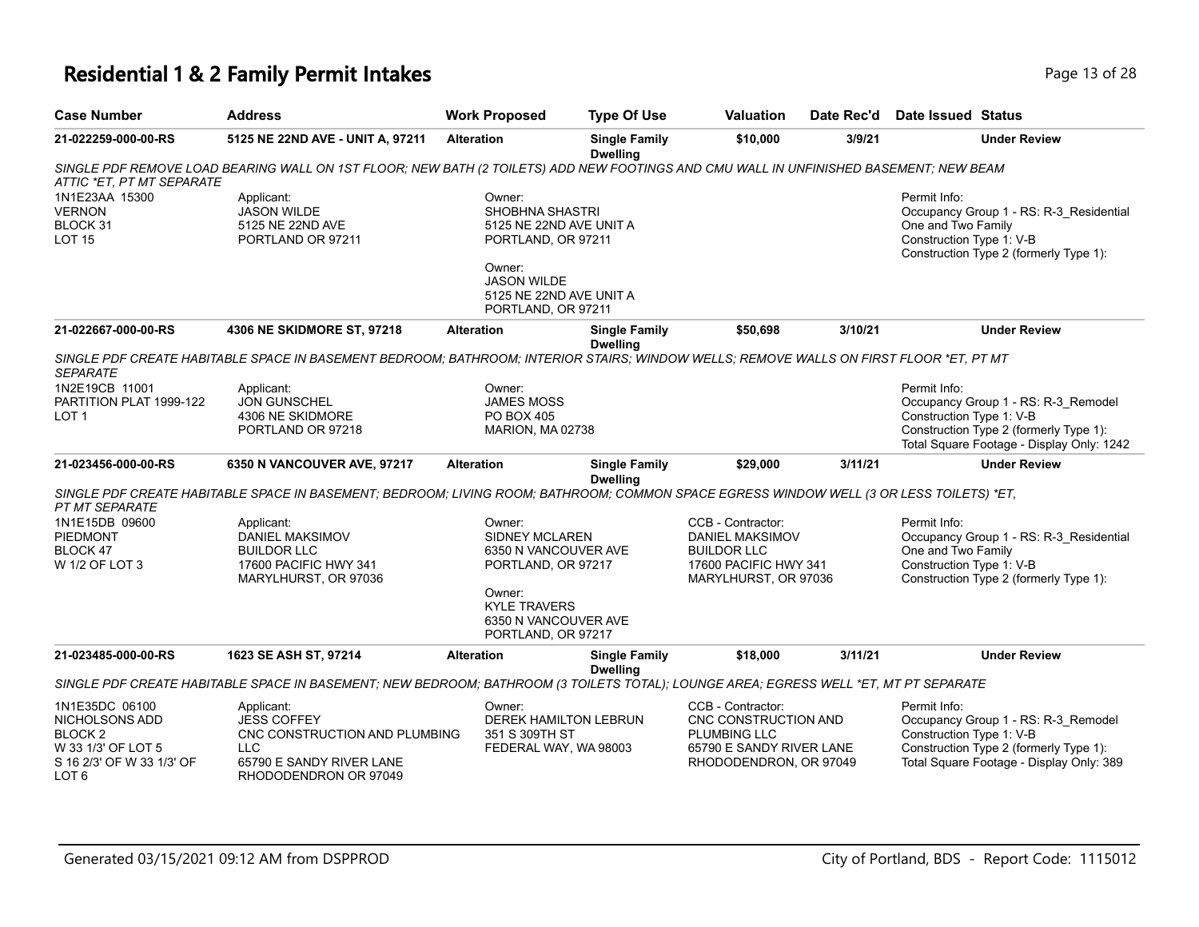# Residential 1 & 2 Family Permit Intakes

| Case Number | Address | Work Proposed | Type Of Use | Valuation | Date Rec'd | Date Issued | Status |
|---|---|---|---|---|---|---|---|
| 21-022259-000-00-RS | 5125 NE 22ND AVE - UNIT A, 97211 | Alteration | Single Family Dwelling | $10,000 | 3/9/21 | | Under Review |

SINGLE PDF REMOVE LOAD BEARING WALL ON 1ST FLOOR; NEW BATH (2 TOILETS) ADD NEW FOOTINGS AND CMU WALL IN UNFINISHED BASEMENT; NEW BEAM ATTIC *ET, PT MT SEPARATE

1N1E23AA 15300
VERNON
BLOCK 31
LOT 15

Applicant:
JASON WILDE
5125 NE 22ND AVE
PORTLAND OR 97211

Owner:
SHOBHNA SHASTRI
5125 NE 22ND AVE UNIT A
PORTLAND, OR 97211

Owner:
JASON WILDE
5125 NE 22ND AVE UNIT A
PORTLAND, OR 97211

Permit Info:
Occupancy Group 1 - RS: R-3_Residential One and Two Family
Construction Type 1: V-B
Construction Type 2 (formerly Type 1):

| Case Number | Address | Work Proposed | Type Of Use | Valuation | Date Rec'd | Date Issued | Status |
|---|---|---|---|---|---|---|---|
| 21-022667-000-00-RS | 4306 NE SKIDMORE ST, 97218 | Alteration | Single Family Dwelling | $50,698 | 3/10/21 | | Under Review |

SINGLE PDF CREATE HABITABLE SPACE IN BASEMENT BEDROOM; BATHROOM; INTERIOR STAIRS; WINDOW WELLS; REMOVE WALLS ON FIRST FLOOR *ET, PT MT SEPARATE

1N2E19CB 11001
PARTITION PLAT 1999-122
LOT 1

Applicant:
JON GUNSCHEL
4306 NE SKIDMORE
PORTLAND OR 97218

Owner:
JAMES MOSS
PO BOX 405
MARION, MA 02738

Permit Info:
Occupancy Group 1 - RS: R-3_Remodel
Construction Type 1: V-B
Construction Type 2 (formerly Type 1):
Total Square Footage - Display Only: 1242

| Case Number | Address | Work Proposed | Type Of Use | Valuation | Date Rec'd | Date Issued | Status |
|---|---|---|---|---|---|---|---|
| 21-023456-000-00-RS | 6350 N VANCOUVER AVE, 97217 | Alteration | Single Family Dwelling | $29,000 | 3/11/21 | | Under Review |

SINGLE PDF CREATE HABITABLE SPACE IN BASEMENT; BEDROOM; LIVING ROOM; BATHROOM; COMMON SPACE EGRESS WINDOW WELL (3 OR LESS TOILETS) *ET, PT MT SEPARATE

1N1E15DB 09600
PIEDMONT
BLOCK 47
W 1/2 OF LOT 3

Applicant:
DANIEL MAKSIMOV
BUILDOR LLC
17600 PACIFIC HWY 341
MARYLHURST, OR 97036

Owner:
SIDNEY MCLAREN
6350 N VANCOUVER AVE
PORTLAND, OR 97217

Owner:
KYLE TRAVERS
6350 N VANCOUVER AVE
PORTLAND, OR 97217

CCB - Contractor:
DANIEL MAKSIMOV
BUILDOR LLC
17600 PACIFIC HWY 341
MARYLHURST, OR 97036

Permit Info:
Occupancy Group 1 - RS: R-3_Residential One and Two Family
Construction Type 1: V-B
Construction Type 2 (formerly Type 1):

| Case Number | Address | Work Proposed | Type Of Use | Valuation | Date Rec'd | Date Issued | Status |
|---|---|---|---|---|---|---|---|
| 21-023485-000-00-RS | 1623 SE ASH ST, 97214 | Alteration | Single Family Dwelling | $18,000 | 3/11/21 | | Under Review |

SINGLE PDF CREATE HABITABLE SPACE IN BASEMENT; NEW BEDROOM; BATHROOM (3 TOILETS TOTAL); LOUNGE AREA; EGRESS WELL *ET, MT PT SEPARATE

1N1E35DC 06100
NICHOLSONS ADD
BLOCK 2
W 33 1/3' OF LOT 5
S 16 2/3' OF W 33 1/3' OF LOT 6

Applicant:
JESS COFFEY
CNC CONSTRUCTION AND PLUMBING LLC
65790 E SANDY RIVER LANE
RHODODENDRON OR 97049

Owner:
DEREK HAMILTON LEBRUN
351 S 309TH ST
FEDERAL WAY, WA 98003

CCB - Contractor:
CNC CONSTRUCTION AND PLUMBING LLC
65790 E SANDY RIVER LANE
RHODODENDRON, OR 97049

Permit Info:
Occupancy Group 1 - RS: R-3_Remodel
Construction Type 1: V-B
Construction Type 2 (formerly Type 1):
Total Square Footage - Display Only: 389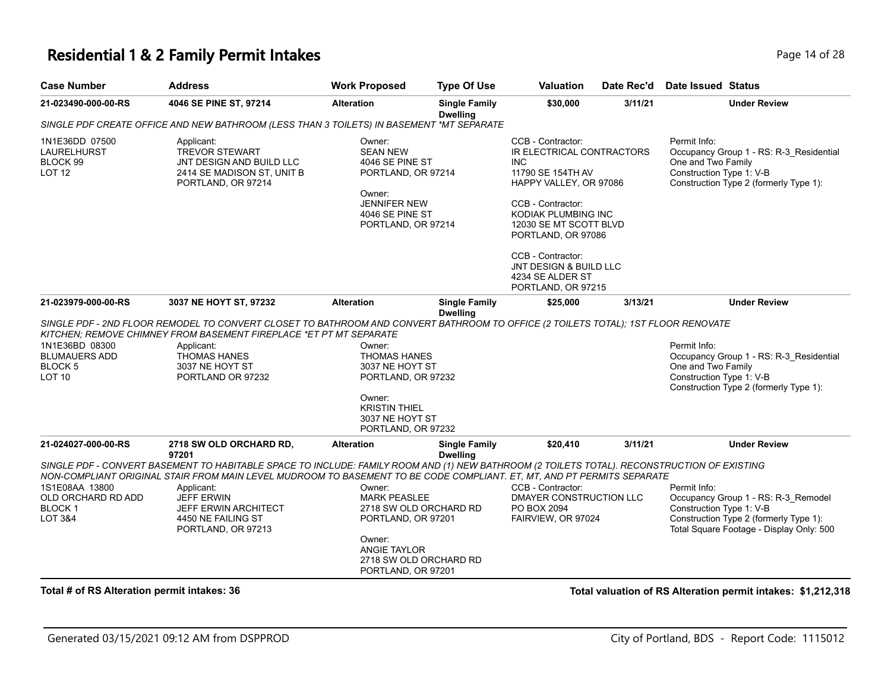# Residential 1 & 2 Family Permit Intakes

| Case Number | Address | Work Proposed | Type Of Use | Valuation | Date Rec'd | Date Issued | Status |
|---|---|---|---|---|---|---|---|
| 21-023490-000-00-RS | 4046 SE PINE ST, 97214 | Alteration | Single Family Dwelling | $30,000 | 3/11/21 | | Under Review |

*SINGLE PDF CREATE OFFICE AND NEW BATHROOM (LESS THAN 3 TOILETS) IN BASEMENT *MT SEPARATE*

1N1E36DD 07500
LAURELHURST
BLOCK 99
LOT 12

Applicant:
TREVOR STEWART
JNT DESIGN AND BUILD LLC
2414 SE MADISON ST, UNIT B
PORTLAND, OR 97214

Owner:
SEAN NEW
4046 SE PINE ST
PORTLAND, OR 97214

Owner:
JENNIFER NEW
4046 SE PINE ST
PORTLAND, OR 97214

CCB - Contractor:
IR ELECTRICAL CONTRACTORS INC
11790 SE 154TH AV
HAPPY VALLEY, OR 97086

CCB - Contractor:
KODIAK PLUMBING INC
12030 SE MT SCOTT BLVD
PORTLAND, OR 97086

CCB - Contractor:
JNT DESIGN & BUILD LLC
4234 SE ALDER ST
PORTLAND, OR 97215

Permit Info:
Occupancy Group 1 - RS: R-3_Residential One and Two Family
Construction Type 1: V-B
Construction Type 2 (formerly Type 1):

| Case Number | Address | Work Proposed | Type Of Use | Valuation | Date Rec'd | Date Issued | Status |
|---|---|---|---|---|---|---|---|
| 21-023979-000-00-RS | 3037 NE HOYT ST, 97232 | Alteration | Single Family Dwelling | $25,000 | 3/13/21 | | Under Review |

*SINGLE PDF - 2ND FLOOR REMODEL TO CONVERT CLOSET TO BATHROOM AND CONVERT BATHROOM TO OFFICE (2 TOILETS TOTAL); 1ST FLOOR RENOVATE KITCHEN; REMOVE CHIMNEY FROM BASEMENT FIREPLACE *ET PT MT SEPARATE*

1N1E36BD 08300
BLUMAUERS ADD
BLOCK 5
LOT 10

Applicant:
THOMAS HANES
3037 NE HOYT ST
PORTLAND OR 97232

Owner:
THOMAS HANES
3037 NE HOYT ST
PORTLAND, OR 97232

Owner:
KRISTIN THIEL
3037 NE HOYT ST
PORTLAND, OR 97232

Permit Info:
Occupancy Group 1 - RS: R-3_Residential One and Two Family
Construction Type 1: V-B
Construction Type 2 (formerly Type 1):

| Case Number | Address | Work Proposed | Type Of Use | Valuation | Date Rec'd | Date Issued | Status |
|---|---|---|---|---|---|---|---|
| 21-024027-000-00-RS | 2718 SW OLD ORCHARD RD, 97201 | Alteration | Single Family Dwelling | $20,410 | 3/11/21 | | Under Review |

*SINGLE PDF - CONVERT BASEMENT TO HABITABLE SPACE TO INCLUDE: FAMILY ROOM AND (1) NEW BATHROOM (2 TOILETS TOTAL). RECONSTRUCTION OF EXISTING NON-COMPLIANT ORIGINAL STAIR FROM MAIN LEVEL MUDROOM TO BASEMENT TO BE CODE COMPLIANT. ET, MT, AND PT PERMITS SEPARATE*

1S1E08AA 13800
OLD ORCHARD RD ADD
BLOCK 1
LOT 3&4

Applicant:
JEFF ERWIN
JEFF ERWIN ARCHITECT
4450 NE FAILING ST
PORTLAND, OR 97213

Owner:
MARK PEASLEE
2718 SW OLD ORCHARD RD
PORTLAND, OR 97201

Owner:
ANGIE TAYLOR
2718 SW OLD ORCHARD RD
PORTLAND, OR 97201

CCB - Contractor:
DMAYER CONSTRUCTION LLC
PO BOX 2094
FAIRVIEW, OR 97024

Permit Info:
Occupancy Group 1 - RS: R-3_Remodel
Construction Type 1: V-B
Construction Type 2 (formerly Type 1):
Total Square Footage - Display Only: 500

**Total # of RS Alteration permit intakes: 36**

**Total valuation of RS Alteration permit intakes: $1,212,318**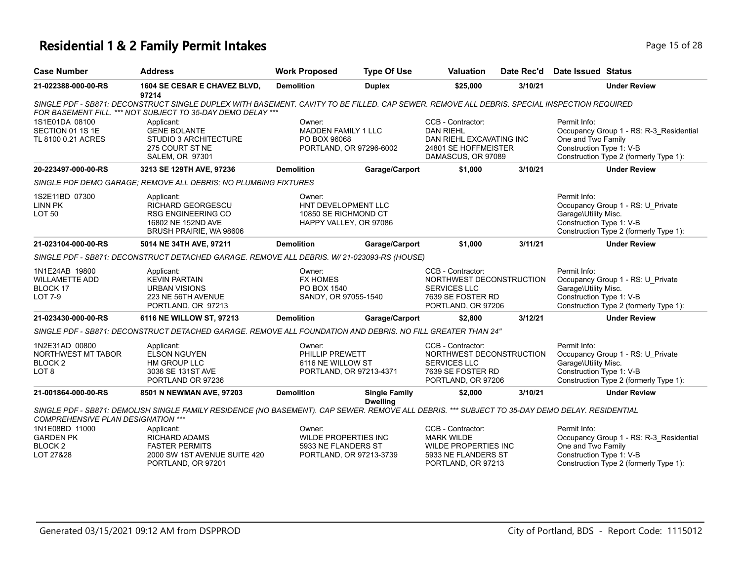# Residential 1 & 2 Family Permit Intakes

| Case Number | Address | Work Proposed | Type Of Use | Valuation | Date Rec'd | Date Issued | Status |
|---|---|---|---|---|---|---|---|
| 21-022388-000-00-RS | 1604 SE CESAR E CHAVEZ BLVD, 97214 | Demolition | Duplex | $25,000 | 3/10/21 | | Under Review |

*SINGLE PDF - SB871: DECONSTRUCT SINGLE DUPLEX WITH BASEMENT. CAVITY TO BE FILLED. CAP SEWER. REMOVE ALL DEBRIS. SPECIAL INSPECTION REQUIRED FOR BASEMENT FILL. \*\*\* NOT SUBJECT TO 35-DAY DEMO DELAY \*\*\**

| | Applicant | Owner | CCB - Contractor | Permit Info |
|---|---|---|---|---|
| 1S1E01DA 08100<br>SECTION 01 1S 1E<br>TL 8100 0.21 ACRES | GENE BOLANTE<br>STUDIO 3 ARCHITECTURE<br>275 COURT ST NE<br>SALEM, OR 97301 | MADDEN FAMILY 1 LLC<br>PO BOX 96068<br>PORTLAND, OR 97296-6002 | DAN RIEHL<br>DAN RIEHL EXCAVATING INC<br>24801 SE HOFFMEISTER<br>DAMASCUS, OR 97089 | Occupancy Group 1 - RS: R-3_Residential One and Two Family<br>Construction Type 1: V-B<br>Construction Type 2 (formerly Type 1): |

| Case Number | Address | Work Proposed | Type Of Use | Valuation | Date Rec'd | Date Issued | Status |
|---|---|---|---|---|---|---|---|
| 20-223497-000-00-RS | 3213 SE 129TH AVE, 97236 | Demolition | Garage/Carport | $1,000 | 3/10/21 | | Under Review |

*SINGLE PDF DEMO GARAGE; REMOVE ALL DEBRIS; NO PLUMBING FIXTURES*

| | Applicant | Owner | CCB - Contractor | Permit Info |
|---|---|---|---|---|
| 1S2E11BD 07300<br>LINN PK<br>LOT 50 | RICHARD GEORGESCU<br>RSG ENGINEERING CO<br>16802 NE 152ND AVE<br>BRUSH PRAIRIE, WA 98606 | HNT DEVELOPMENT LLC<br>10850 SE RICHMOND CT<br>HAPPY VALLEY, OR 97086 | | Occupancy Group 1 - RS: U_Private Garage\Utility Misc.<br>Construction Type 1: V-B<br>Construction Type 2 (formerly Type 1): |

| Case Number | Address | Work Proposed | Type Of Use | Valuation | Date Rec'd | Date Issued | Status |
|---|---|---|---|---|---|---|---|
| 21-023104-000-00-RS | 5014 NE 34TH AVE, 97211 | Demolition | Garage/Carport | $1,000 | 3/11/21 | | Under Review |

*SINGLE PDF - SB871: DECONSTRUCT DETACHED GARAGE. REMOVE ALL DEBRIS. W/ 21-023093-RS (HOUSE)*

| | Applicant | Owner | CCB - Contractor | Permit Info |
|---|---|---|---|---|
| 1N1E24AB 19800<br>WILLAMETTE ADD<br>BLOCK 17<br>LOT 7-9 | KEVIN PARTAIN<br>URBAN VISIONS<br>223 NE 56TH AVENUE<br>PORTLAND, OR 97213 | FX HOMES<br>PO BOX 1540<br>SANDY, OR 97055-1540 | NORTHWEST DECONSTRUCTION SERVICES LLC<br>7639 SE FOSTER RD<br>PORTLAND, OR 97206 | Occupancy Group 1 - RS: U_Private Garage\Utility Misc.<br>Construction Type 1: V-B<br>Construction Type 2 (formerly Type 1): |

| Case Number | Address | Work Proposed | Type Of Use | Valuation | Date Rec'd | Date Issued | Status |
|---|---|---|---|---|---|---|---|
| 21-023430-000-00-RS | 6116 NE WILLOW ST, 97213 | Demolition | Garage/Carport | $2,800 | 3/12/21 | | Under Review |

*SINGLE PDF - SB871: DECONSTRUCT DETACHED GARAGE. REMOVE ALL FOUNDATION AND DEBRIS. NO FILL GREATER THAN 24"*

| | Applicant | Owner | CCB - Contractor | Permit Info |
|---|---|---|---|---|
| 1N2E31AD 00800<br>NORTHWEST MT TABOR<br>BLOCK 2<br>LOT 8 | ELSON NGUYEN<br>HM GROUP LLC<br>3036 SE 131ST AVE<br>PORTLAND OR 97236 | PHILLIP PREWETT<br>6116 NE WILLOW ST<br>PORTLAND, OR 97213-4371 | NORTHWEST DECONSTRUCTION SERVICES LLC<br>7639 SE FOSTER RD<br>PORTLAND, OR 97206 | Occupancy Group 1 - RS: U_Private Garage\Utility Misc.<br>Construction Type 1: V-B<br>Construction Type 2 (formerly Type 1): |

| Case Number | Address | Work Proposed | Type Of Use | Valuation | Date Rec'd | Date Issued | Status |
|---|---|---|---|---|---|---|---|
| 21-001864-000-00-RS | 8501 N NEWMAN AVE, 97203 | Demolition | Single Family Dwelling | $2,000 | 3/10/21 | | Under Review |

*SINGLE PDF - SB871: DEMOLISH SINGLE FAMILY RESIDENCE (NO BASEMENT). CAP SEWER. REMOVE ALL DEBRIS. \*\*\* SUBJECT TO 35-DAY DEMO DELAY. RESIDENTIAL COMPREHENSIVE PLAN DESIGNATION \*\*\**

| | Applicant | Owner | CCB - Contractor | Permit Info |
|---|---|---|---|---|
| 1N1E08BD 11000<br>GARDEN PK<br>BLOCK 2<br>LOT 27&28 | RICHARD ADAMS<br>FASTER PERMITS<br>2000 SW 1ST AVENUE SUITE 420<br>PORTLAND, OR 97201 | WILDE PROPERTIES INC<br>5933 NE FLANDERS ST<br>PORTLAND, OR 97213-3739 | MARK WILDE<br>WILDE PROPERTIES INC<br>5933 NE FLANDERS ST<br>PORTLAND, OR 97213 | Occupancy Group 1 - RS: R-3_Residential One and Two Family<br>Construction Type 1: V-B<br>Construction Type 2 (formerly Type 1): |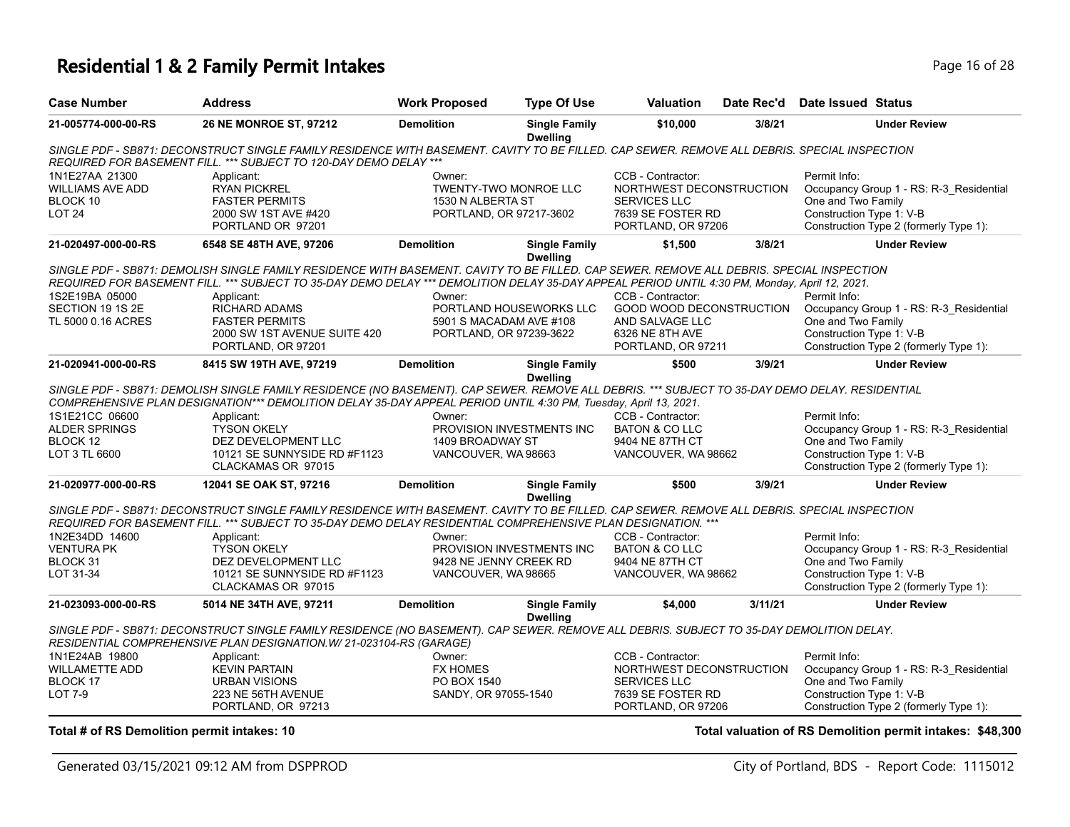# Residential 1 & 2 Family Permit Intakes

| Case Number | Address | Work Proposed | Type Of Use | Valuation | Date Rec'd | Date Issued | Status |
|---|---|---|---|---|---|---|---|
| 21-005774-000-00-RS | 26 NE MONROE ST, 97212 | Demolition | Single Family Dwelling | $10,000 | 3/8/21 | | Under Review |

SINGLE PDF - SB871: DECONSTRUCT SINGLE FAMILY RESIDENCE WITH BASEMENT. CAVITY TO BE FILLED. CAP SEWER. REMOVE ALL DEBRIS. SPECIAL INSPECTION REQUIRED FOR BASEMENT FILL. *** SUBJECT TO 120-DAY DEMO DELAY ***

| | Applicant: | Owner: | CCB - Contractor: | Permit Info: |
|---|---|---|---|---|
| 1N1E27AA 21300<br>WILLIAMS AVE ADD<br>BLOCK 10<br>LOT 24 | RYAN PICKREL<br>FASTER PERMITS<br>2000 SW 1ST AVE #420<br>PORTLAND OR 97201 | TWENTY-TWO MONROE LLC<br>1530 N ALBERTA ST<br>PORTLAND, OR 97217-3602 | NORTHWEST DECONSTRUCTION SERVICES LLC<br>7639 SE FOSTER RD<br>PORTLAND, OR 97206 | Occupancy Group 1 - RS: R-3_Residential One and Two Family<br>Construction Type 1: V-B<br>Construction Type 2 (formerly Type 1): |

| Case Number | Address | Work Proposed | Type Of Use | Valuation | Date Rec'd | Date Issued | Status |
|---|---|---|---|---|---|---|---|
| 21-020497-000-00-RS | 6548 SE 48TH AVE, 97206 | Demolition | Single Family Dwelling | $1,500 | 3/8/21 | | Under Review |

SINGLE PDF - SB871: DEMOLISH SINGLE FAMILY RESIDENCE WITH BASEMENT. CAVITY TO BE FILLED. CAP SEWER. REMOVE ALL DEBRIS. SPECIAL INSPECTION REQUIRED FOR BASEMENT FILL. *** SUBJECT TO 35-DAY DEMO DELAY *** DEMOLITION DELAY 35-DAY APPEAL PERIOD UNTIL 4:30 PM, Monday, April 12, 2021.

| | Applicant: | Owner: | CCB - Contractor: | Permit Info: |
|---|---|---|---|---|
| 1S2E19BA 05000<br>SECTION 19 1S 2E<br>TL 5000 0.16 ACRES | RICHARD ADAMS<br>FASTER PERMITS<br>2000 SW 1ST AVENUE SUITE 420<br>PORTLAND, OR 97201 | PORTLAND HOUSEWORKS LLC<br>5901 S MACADAM AVE #108<br>PORTLAND, OR 97239-3622 | GOOD WOOD DECONSTRUCTION AND SALVAGE LLC<br>6326 NE 8TH AVE<br>PORTLAND, OR 97211 | Occupancy Group 1 - RS: R-3_Residential One and Two Family<br>Construction Type 1: V-B<br>Construction Type 2 (formerly Type 1): |

| Case Number | Address | Work Proposed | Type Of Use | Valuation | Date Rec'd | Date Issued | Status |
|---|---|---|---|---|---|---|---|
| 21-020941-000-00-RS | 8415 SW 19TH AVE, 97219 | Demolition | Single Family Dwelling | $500 | 3/9/21 | | Under Review |

SINGLE PDF - SB871: DEMOLISH SINGLE FAMILY RESIDENCE (NO BASEMENT). CAP SEWER. REMOVE ALL DEBRIS. *** SUBJECT TO 35-DAY DEMO DELAY. RESIDENTIAL COMPREHENSIVE PLAN DESIGNATION*** DEMOLITION DELAY 35-DAY APPEAL PERIOD UNTIL 4:30 PM, Tuesday, April 13, 2021.

| | Applicant: | Owner: | CCB - Contractor: | Permit Info: |
|---|---|---|---|---|
| 1S1E21CC 06600<br>ALDER SPRINGS<br>BLOCK 12<br>LOT 3 TL 6600 | TYSON OKELY<br>DEZ DEVELOPMENT LLC<br>10121 SE SUNNYSIDE RD #F1123<br>CLACKAMAS OR 97015 | PROVISION INVESTMENTS INC<br>1409 BROADWAY ST<br>VANCOUVER, WA 98663 | BATON & CO LLC<br>9404 NE 87TH CT<br>VANCOUVER, WA 98662 | Occupancy Group 1 - RS: R-3_Residential One and Two Family<br>Construction Type 1: V-B<br>Construction Type 2 (formerly Type 1): |

| Case Number | Address | Work Proposed | Type Of Use | Valuation | Date Rec'd | Date Issued | Status |
|---|---|---|---|---|---|---|---|
| 21-020977-000-00-RS | 12041 SE OAK ST, 97216 | Demolition | Single Family Dwelling | $500 | 3/9/21 | | Under Review |

SINGLE PDF - SB871: DECONSTRUCT SINGLE FAMILY RESIDENCE WITH BASEMENT. CAVITY TO BE FILLED. CAP SEWER. REMOVE ALL DEBRIS. SPECIAL INSPECTION REQUIRED FOR BASEMENT FILL. *** SUBJECT TO 35-DAY DEMO DELAY RESIDENTIAL COMPREHENSIVE PLAN DESIGNATION. ***

| | Applicant: | Owner: | CCB - Contractor: | Permit Info: |
|---|---|---|---|---|
| 1N2E34DD 14600<br>VENTURA PK<br>BLOCK 31<br>LOT 31-34 | TYSON OKELY<br>DEZ DEVELOPMENT LLC<br>10121 SE SUNNYSIDE RD #F1123<br>CLACKAMAS OR 97015 | PROVISION INVESTMENTS INC<br>9428 NE JENNY CREEK RD<br>VANCOUVER, WA 98665 | BATON & CO LLC<br>9404 NE 87TH CT<br>VANCOUVER, WA 98662 | Occupancy Group 1 - RS: R-3_Residential One and Two Family<br>Construction Type 1: V-B<br>Construction Type 2 (formerly Type 1): |

| Case Number | Address | Work Proposed | Type Of Use | Valuation | Date Rec'd | Date Issued | Status |
|---|---|---|---|---|---|---|---|
| 21-023093-000-00-RS | 5014 NE 34TH AVE, 97211 | Demolition | Single Family Dwelling | $4,000 | 3/11/21 | | Under Review |

SINGLE PDF - SB871: DECONSTRUCT SINGLE FAMILY RESIDENCE (NO BASEMENT). CAP SEWER. REMOVE ALL DEBRIS. SUBJECT TO 35-DAY DEMOLITION DELAY. RESIDENTIAL COMPREHENSIVE PLAN DESIGNATION.W/ 21-023104-RS (GARAGE)

| | Applicant: | Owner: | CCB - Contractor: | Permit Info: |
|---|---|---|---|---|
| 1N1E24AB 19800<br>WILLAMETTE ADD<br>BLOCK 17<br>LOT 7-9 | KEVIN PARTAIN<br>URBAN VISIONS<br>223 NE 56TH AVENUE<br>PORTLAND, OR 97213 | FX HOMES<br>PO BOX 1540<br>SANDY, OR 97055-1540 | NORTHWEST DECONSTRUCTION SERVICES LLC<br>7639 SE FOSTER RD<br>PORTLAND, OR 97206 | Occupancy Group 1 - RS: R-3_Residential One and Two Family<br>Construction Type 1: V-B<br>Construction Type 2 (formerly Type 1): |

**Total # of RS Demolition permit intakes: 10**

**Total valuation of RS Demolition permit intakes: $48,300**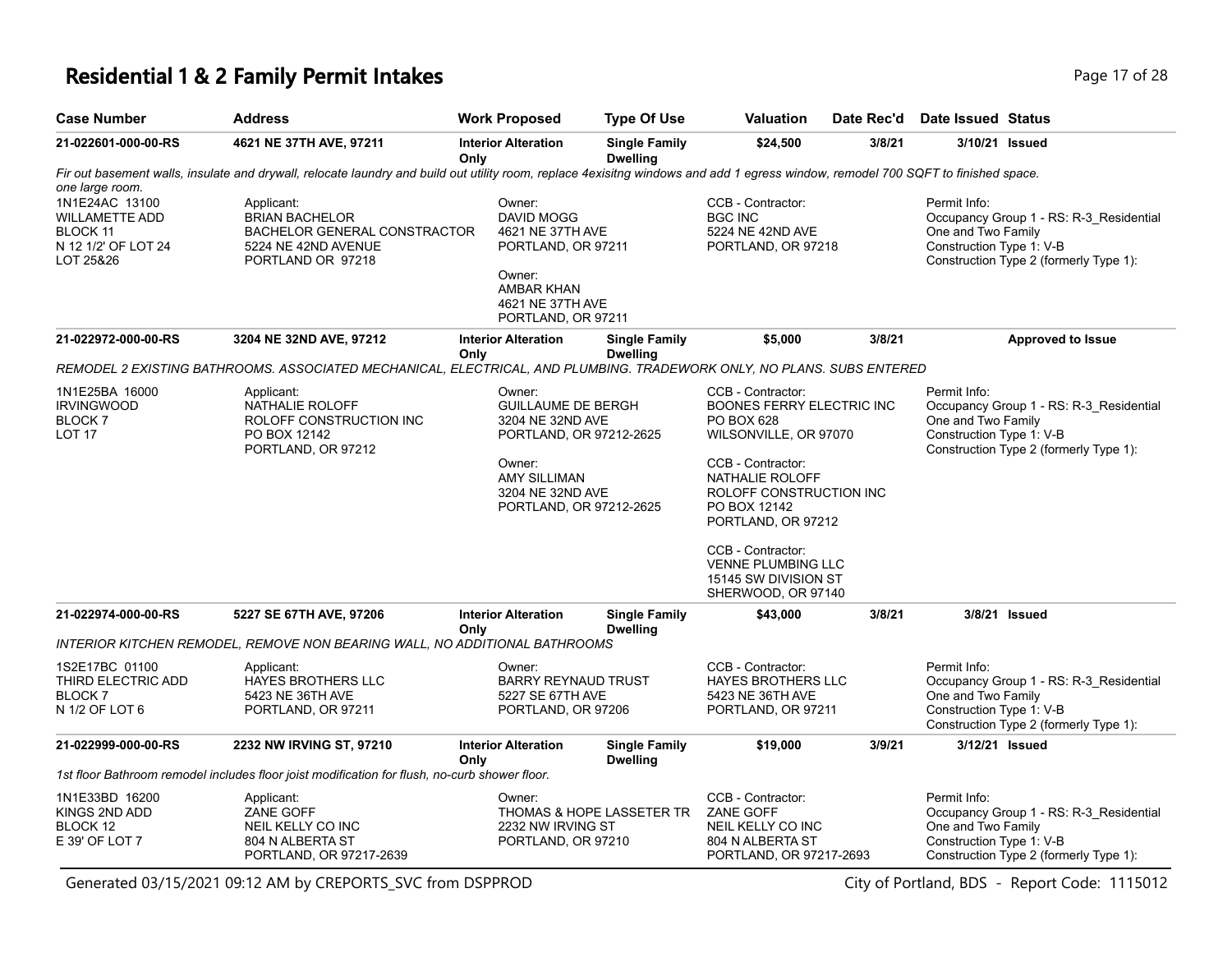# Residential 1 & 2 Family Permit Intakes

| Case Number | Address | Work Proposed | Type Of Use | Valuation | Date Rec'd | Date Issued | Status |
|---|---|---|---|---|---|---|---|
| 21-022601-000-00-RS | 4621 NE 37TH AVE, 97211 | Interior Alteration Only | Single Family Dwelling | $24,500 | 3/8/21 | 3/10/21 | Issued |

*Fir out basement walls, insulate and drywall, relocate laundry and build out utility room, replace 4exisitng windows and add 1 egress window, remodel 700 SQFT to finished space. one large room.*

1N1E24AC 13100
WILLAMETTE ADD
BLOCK 11
N 12 1/2' OF LOT 24
LOT 25&26

Applicant:
BRIAN BACHELOR
BACHELOR GENERAL CONSTRACTOR
5224 NE 42ND AVENUE
PORTLAND OR 97218

Owner:
DAVID MOGG
4621 NE 37TH AVE
PORTLAND, OR 97211

Owner:
AMBAR KHAN
4621 NE 37TH AVE
PORTLAND, OR 97211

CCB - Contractor:
BGC INC
5224 NE 42ND AVE
PORTLAND, OR 97218

Permit Info:
Occupancy Group 1 - RS: R-3_Residential One and Two Family
Construction Type 1: V-B
Construction Type 2 (formerly Type 1):

| Case Number | Address | Work Proposed | Type Of Use | Valuation | Date Rec'd | Date Issued | Status |
|---|---|---|---|---|---|---|---|
| 21-022972-000-00-RS | 3204 NE 32ND AVE, 97212 | Interior Alteration Only | Single Family Dwelling | $5,000 | 3/8/21 | | Approved to Issue |

*REMODEL 2 EXISTING BATHROOMS. ASSOCIATED MECHANICAL, ELECTRICAL, AND PLUMBING. TRADEWORK ONLY, NO PLANS. SUBS ENTERED*

1N1E25BA 16000
IRVINGWOOD
BLOCK 7
LOT 17

Applicant:
NATHALIE ROLOFF
ROLOFF CONSTRUCTION INC
PO BOX 12142
PORTLAND, OR 97212

Owner:
GUILLAUME DE BERGH
3204 NE 32ND AVE
PORTLAND, OR 97212-2625

Owner:
AMY SILLIMAN
3204 NE 32ND AVE
PORTLAND, OR 97212-2625

CCB - Contractor:
BOONES FERRY ELECTRIC INC
PO BOX 628
WILSONVILLE, OR 97070

CCB - Contractor:
NATHALIE ROLOFF
ROLOFF CONSTRUCTION INC
PO BOX 12142
PORTLAND, OR 97212

CCB - Contractor:
VENNE PLUMBING LLC
15145 SW DIVISION ST
SHERWOOD, OR 97140

Permit Info:
Occupancy Group 1 - RS: R-3_Residential One and Two Family
Construction Type 1: V-B
Construction Type 2 (formerly Type 1):

| Case Number | Address | Work Proposed | Type Of Use | Valuation | Date Rec'd | Date Issued | Status |
|---|---|---|---|---|---|---|---|
| 21-022974-000-00-RS | 5227 SE 67TH AVE, 97206 | Interior Alteration Only | Single Family Dwelling | $43,000 | 3/8/21 | 3/8/21 | Issued |

*INTERIOR KITCHEN REMODEL, REMOVE NON BEARING WALL, NO ADDITIONAL BATHROOMS*

1S2E17BC 01100
THIRD ELECTRIC ADD
BLOCK 7
N 1/2 OF LOT 6

Applicant:
HAYES BROTHERS LLC
5423 NE 36TH AVE
PORTLAND, OR 97211

Owner:
BARRY REYNAUD TRUST
5227 SE 67TH AVE
PORTLAND, OR 97206

CCB - Contractor:
HAYES BROTHERS LLC
5423 NE 36TH AVE
PORTLAND, OR 97211

Permit Info:
Occupancy Group 1 - RS: R-3_Residential One and Two Family
Construction Type 1: V-B
Construction Type 2 (formerly Type 1):

| Case Number | Address | Work Proposed | Type Of Use | Valuation | Date Rec'd | Date Issued | Status |
|---|---|---|---|---|---|---|---|
| 21-022999-000-00-RS | 2232 NW IRVING ST, 97210 | Interior Alteration Only | Single Family Dwelling | $19,000 | 3/9/21 | 3/12/21 | Issued |

*1st floor Bathroom remodel includes floor joist modification for flush, no-curb shower floor.*

1N1E33BD 16200
KINGS 2ND ADD
BLOCK 12
E 39' OF LOT 7

Applicant:
ZANE GOFF
NEIL KELLY CO INC
804 N ALBERTA ST
PORTLAND, OR 97217-2639

Owner:
THOMAS & HOPE LASSETER TR
2232 NW IRVING ST
PORTLAND, OR 97210

CCB - Contractor:
ZANE GOFF
NEIL KELLY CO INC
804 N ALBERTA ST
PORTLAND, OR 97217-2693

Permit Info:
Occupancy Group 1 - RS: R-3_Residential One and Two Family
Construction Type 1: V-B
Construction Type 2 (formerly Type 1):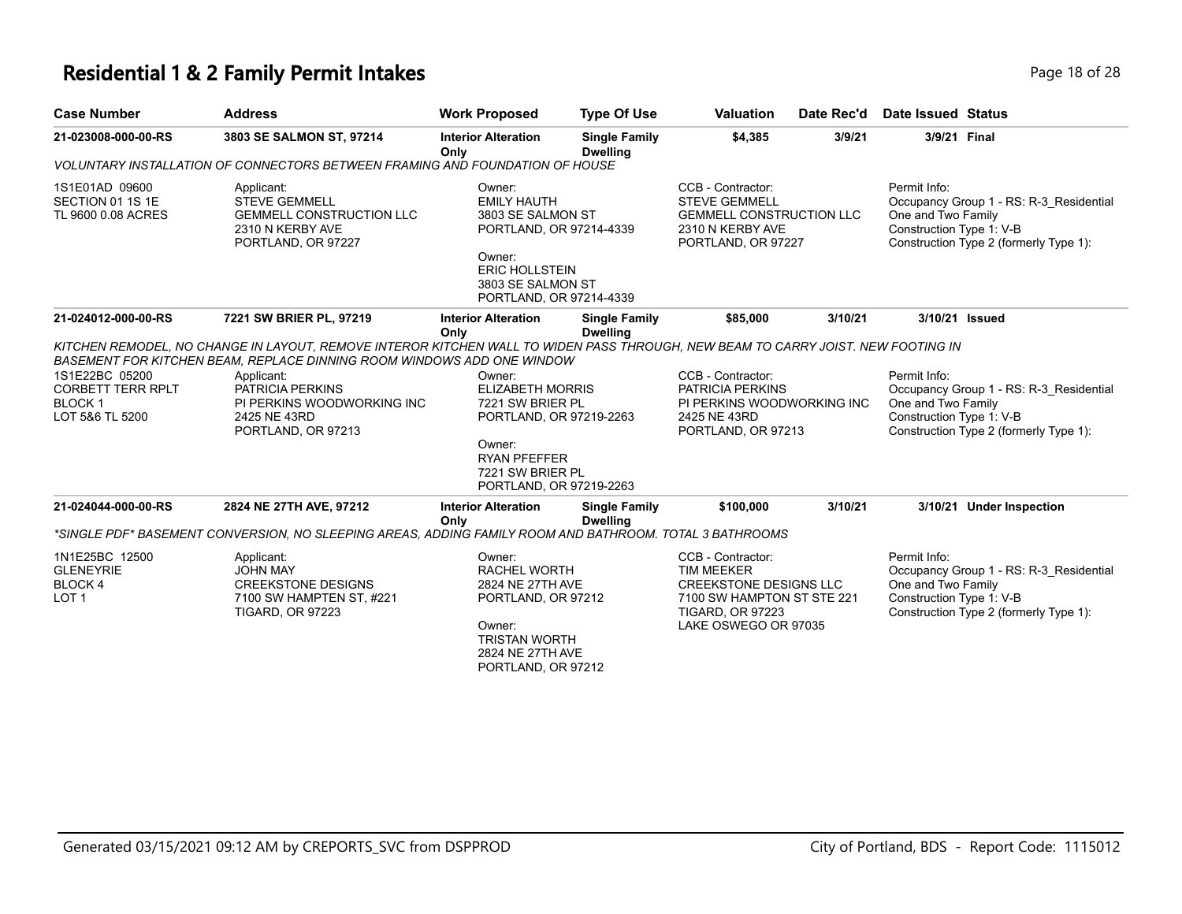# Residential 1 & 2 Family Permit Intakes

| Case Number | Address | Work Proposed | Type Of Use | Valuation | Date Rec'd | Date Issued | Status |
|---|---|---|---|---|---|---|---|
| **21-023008-000-00-RS** | **3803 SE SALMON ST, 97214** | **Interior Alteration Only** | **Single Family Dwelling** | **$4,385** | **3/9/21** | **3/9/21** | **Final** |

*VOLUNTARY INSTALLATION OF CONNECTORS BETWEEN FRAMING AND FOUNDATION OF HOUSE*

1S1E01AD 09600
SECTION 01 1S 1E
TL 9600 0.08 ACRES

Applicant:
STEVE GEMMELL
GEMMELL CONSTRUCTION LLC
2310 N KERBY AVE
PORTLAND, OR 97227

Owner:
EMILY HAUTH
3803 SE SALMON ST
PORTLAND, OR 97214-4339

Owner:
ERIC HOLLSTEIN
3803 SE SALMON ST
PORTLAND, OR 97214-4339

CCB - Contractor:
STEVE GEMMELL
GEMMELL CONSTRUCTION LLC
2310 N KERBY AVE
PORTLAND, OR 97227

Permit Info:
Occupancy Group 1 - RS: R-3_Residential One and Two Family
Construction Type 1: V-B
Construction Type 2 (formerly Type 1):

| Case Number | Address | Work Proposed | Type Of Use | Valuation | Date Rec'd | Date Issued | Status |
|---|---|---|---|---|---|---|---|
| **21-024012-000-00-RS** | **7221 SW BRIER PL, 97219** | **Interior Alteration Only** | **Single Family Dwelling** | **$85,000** | **3/10/21** | **3/10/21** | **Issued** |

*KITCHEN REMODEL, NO CHANGE IN LAYOUT, REMOVE INTEROR KITCHEN WALL TO WIDEN PASS THROUGH, NEW BEAM TO CARRY JOIST. NEW FOOTING IN BASEMENT FOR KITCHEN BEAM, REPLACE DINNING ROOM WINDOWS ADD ONE WINDOW*

1S1E22BC 05200
CORBETT TERR RPLT
BLOCK 1
LOT 5&6 TL 5200

Applicant:
PATRICIA PERKINS
PI PERKINS WOODWORKING INC
2425 NE 43RD
PORTLAND, OR 97213

Owner:
ELIZABETH MORRIS
7221 SW BRIER PL
PORTLAND, OR 97219-2263

Owner:
RYAN PFEFFER
7221 SW BRIER PL
PORTLAND, OR 97219-2263

CCB - Contractor:
PATRICIA PERKINS
PI PERKINS WOODWORKING INC
2425 NE 43RD
PORTLAND, OR 97213

Permit Info:
Occupancy Group 1 - RS: R-3_Residential One and Two Family
Construction Type 1: V-B
Construction Type 2 (formerly Type 1):

| Case Number | Address | Work Proposed | Type Of Use | Valuation | Date Rec'd | Date Issued | Status |
|---|---|---|---|---|---|---|---|
| **21-024044-000-00-RS** | **2824 NE 27TH AVE, 97212** | **Interior Alteration Only** | **Single Family Dwelling** | **$100,000** | **3/10/21** | **3/10/21** | **Under Inspection** |

*\*SINGLE PDF\* BASEMENT CONVERSION, NO SLEEPING AREAS, ADDING FAMILY ROOM AND BATHROOM. TOTAL 3 BATHROOMS*

1N1E25BC 12500
GLENEYRIE
BLOCK 4
LOT 1

Applicant:
JOHN MAY
CREEKSTONE DESIGNS
7100 SW HAMPTEN ST, #221
TIGARD, OR 97223

Owner:
RACHEL WORTH
2824 NE 27TH AVE
PORTLAND, OR 97212

Owner:
TRISTAN WORTH
2824 NE 27TH AVE
PORTLAND, OR 97212

CCB - Contractor:
TIM MEEKER
CREEKSTONE DESIGNS LLC
7100 SW HAMPTON ST STE 221
TIGARD, OR 97223
LAKE OSWEGO OR 97035

Permit Info:
Occupancy Group 1 - RS: R-3_Residential One and Two Family
Construction Type 1: V-B
Construction Type 2 (formerly Type 1):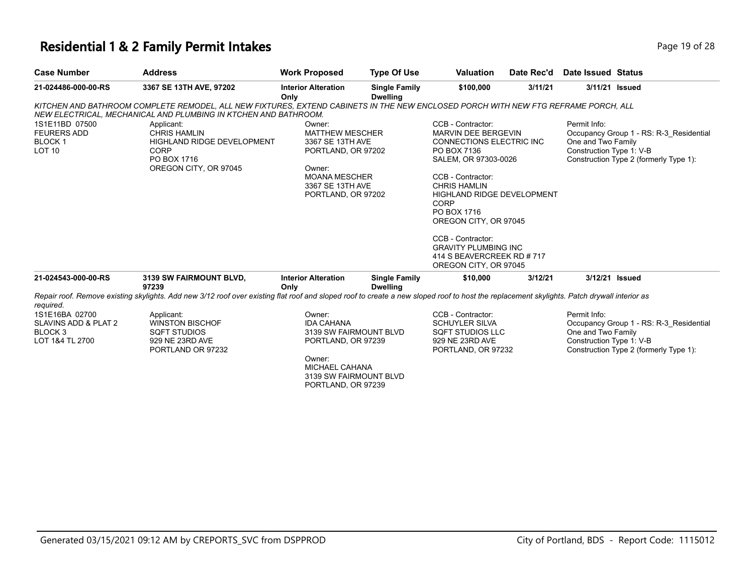# Residential 1 & 2 Family Permit Intakes

| Case Number | Address | Work Proposed | Type Of Use | Valuation | Date Rec'd | Date Issued | Status |
|---|---|---|---|---|---|---|---|
| **21-024486-000-00-RS** | **3367 SE 13TH AVE, 97202** | **Interior Alteration Only** | **Single Family Dwelling** | **$100,000** | **3/11/21** | **3/11/21** | **Issued** |

*KITCHEN AND BATHROOM COMPLETE REMODEL, ALL NEW FIXTURES, EXTEND CABINETS IN THE NEW ENCLOSED PORCH WITH NEW FTG REFRAME PORCH, ALL NEW ELECTRICAL, MECHANICAL AND PLUMBING IN KTCHEN AND BATHROOM.*

1S1E11BD 07500
FEURERS ADD
BLOCK 1
LOT 10

Applicant:
CHRIS HAMLIN
HIGHLAND RIDGE DEVELOPMENT CORP
PO BOX 1716
OREGON CITY, OR 97045

Owner:
MATTHEW MESCHER
3367 SE 13TH AVE
PORTLAND, OR 97202

Owner:
MOANA MESCHER
3367 SE 13TH AVE
PORTLAND, OR 97202

CCB - Contractor:
MARVIN DEE BERGEVIN
CONNECTIONS ELECTRIC INC
PO BOX 7136
SALEM, OR 97303-0026

CCB - Contractor:
CHRIS HAMLIN
HIGHLAND RIDGE DEVELOPMENT CORP
PO BOX 1716
OREGON CITY, OR 97045

CCB - Contractor:
GRAVITY PLUMBING INC
414 S BEAVERCREEK RD # 717
OREGON CITY, OR 97045

Permit Info:
Occupancy Group 1 - RS: R-3_Residential One and Two Family
Construction Type 1: V-B
Construction Type 2 (formerly Type 1):

| Case Number | Address | Work Proposed | Type Of Use | Valuation | Date Rec'd | Date Issued | Status |
|---|---|---|---|---|---|---|---|
| **21-024543-000-00-RS** | **3139 SW FAIRMOUNT BLVD, 97239** | **Interior Alteration Only** | **Single Family Dwelling** | **$10,000** | **3/12/21** | **3/12/21** | **Issued** |

*Repair roof. Remove existing skylights. Add new 3/12 roof over existing flat roof and sloped roof to create a new sloped roof to host the replacement skylights. Patch drywall interior as required.*

1S1E16BA 02700
SLAVINS ADD & PLAT 2
BLOCK 3
LOT 1&4 TL 2700

Applicant:
WINSTON BISCHOF
SQFT STUDIOS
929 NE 23RD AVE
PORTLAND OR 97232

Owner:
IDA CAHANA
3139 SW FAIRMOUNT BLVD
PORTLAND, OR 97239

Owner:
MICHAEL CAHANA
3139 SW FAIRMOUNT BLVD
PORTLAND, OR 97239

CCB - Contractor:
SCHUYLER SILVA
SQFT STUDIOS LLC
929 NE 23RD AVE
PORTLAND, OR 97232

Permit Info:
Occupancy Group 1 - RS: R-3_Residential One and Two Family
Construction Type 1: V-B
Construction Type 2 (formerly Type 1):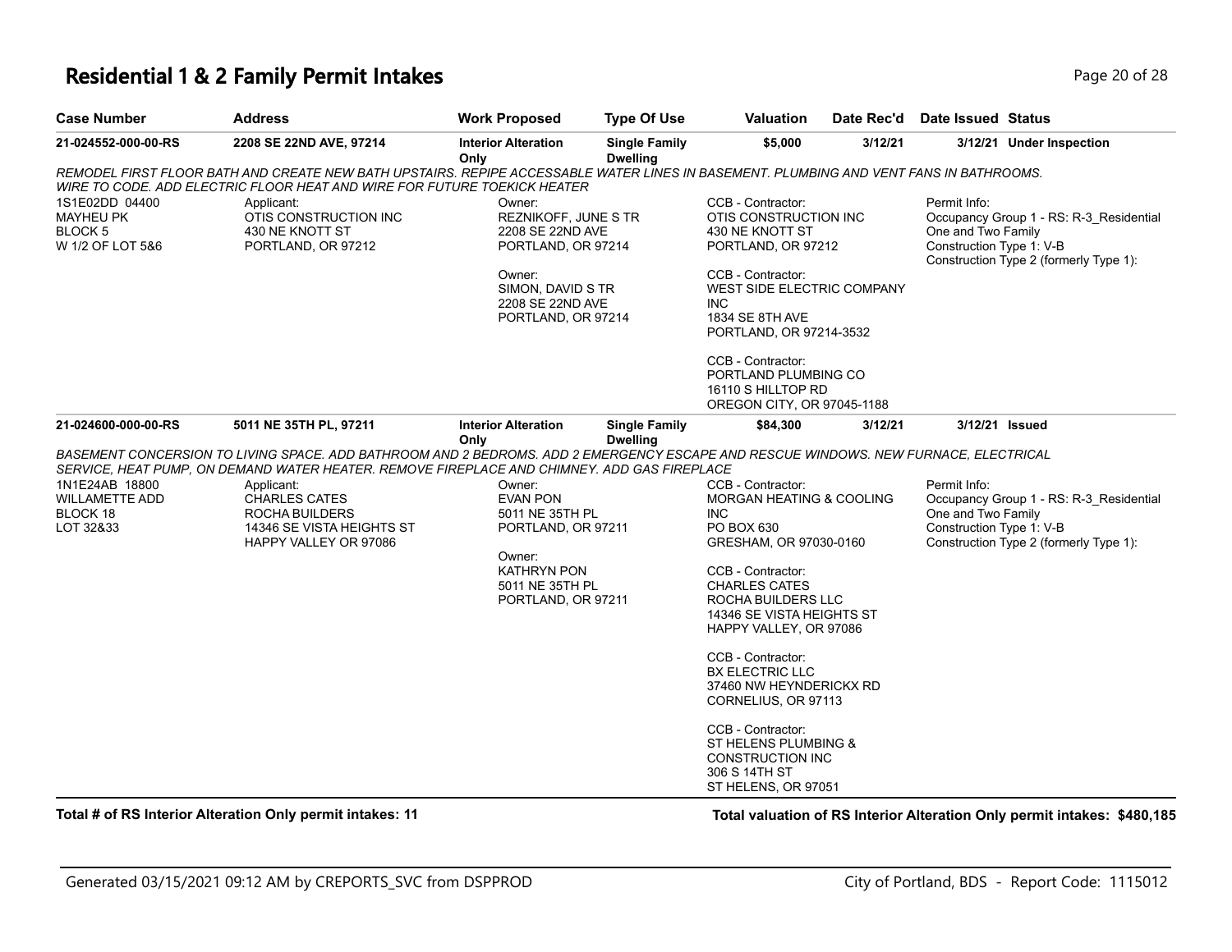# Residential 1 & 2 Family Permit Intakes

| Case Number | Address | Work Proposed | Type Of Use | Valuation | Date Rec'd | Date Issued | Status |
|---|---|---|---|---|---|---|---|
| 21-024552-000-00-RS | 2208 SE 22ND AVE, 97214 | Interior Alteration Only | Single Family Dwelling | $5,000 | 3/12/21 | 3/12/21 | Under Inspection |

*REMODEL FIRST FLOOR BATH AND CREATE NEW BATH UPSTAIRS. REPIPE ACCESSABLE WATER LINES IN BASEMENT. PLUMBING AND VENT FANS IN BATHROOMS. WIRE TO CODE. ADD ELECTRIC FLOOR HEAT AND WIRE FOR FUTURE TOEKICK HEATER*

1S1E02DD 04400
MAYHEU PK
BLOCK 5
W 1/2 OF LOT 5&6

Applicant:
OTIS CONSTRUCTION INC
430 NE KNOTT ST
PORTLAND, OR 97212

Owner:
REZNIKOFF, JUNE S TR
2208 SE 22ND AVE
PORTLAND, OR 97214

Owner:
SIMON, DAVID S TR
2208 SE 22ND AVE
PORTLAND, OR 97214

CCB - Contractor:
OTIS CONSTRUCTION INC
430 NE KNOTT ST
PORTLAND, OR 97212

CCB - Contractor:
WEST SIDE ELECTRIC COMPANY INC
1834 SE 8TH AVE
PORTLAND, OR 97214-3532

CCB - Contractor:
PORTLAND PLUMBING CO
16110 S HILLTOP RD
OREGON CITY, OR 97045-1188

Permit Info:
Occupancy Group 1 - RS: R-3_Residential One and Two Family
Construction Type 1: V-B
Construction Type 2 (formerly Type 1):

| Case Number | Address | Work Proposed | Type Of Use | Valuation | Date Rec'd | Date Issued | Status |
|---|---|---|---|---|---|---|---|
| 21-024600-000-00-RS | 5011 NE 35TH PL, 97211 | Interior Alteration Only | Single Family Dwelling | $84,300 | 3/12/21 | 3/12/21 | Issued |

*BASEMENT CONCERSION TO LIVING SPACE. ADD BATHROOM AND 2 BEDROMS. ADD 2 EMERGENCY ESCAPE AND RESCUE WINDOWS. NEW FURNACE, ELECTRICAL SERVICE, HEAT PUMP, ON DEMAND WATER HEATER. REMOVE FIREPLACE AND CHIMNEY. ADD GAS FIREPLACE*

1N1E24AB 18800
WILLAMETTE ADD
BLOCK 18
LOT 32&33

Applicant:
CHARLES CATES
ROCHA BUILDERS
14346 SE VISTA HEIGHTS ST
HAPPY VALLEY OR 97086

Owner:
EVAN PON
5011 NE 35TH PL
PORTLAND, OR 97211

Owner:
KATHRYN PON
5011 NE 35TH PL
PORTLAND, OR 97211

CCB - Contractor:
MORGAN HEATING & COOLING INC
PO BOX 630
GRESHAM, OR 97030-0160

CCB - Contractor:
CHARLES CATES
ROCHA BUILDERS LLC
14346 SE VISTA HEIGHTS ST
HAPPY VALLEY, OR 97086

CCB - Contractor:
BX ELECTRIC LLC
37460 NW HEYNDERICKX RD
CORNELIUS, OR 97113

CCB - Contractor:
ST HELENS PLUMBING & CONSTRUCTION INC
306 S 14TH ST
ST HELENS, OR 97051

Permit Info:
Occupancy Group 1 - RS: R-3_Residential One and Two Family
Construction Type 1: V-B
Construction Type 2 (formerly Type 1):

**Total # of RS Interior Alteration Only permit intakes: 11**

**Total valuation of RS Interior Alteration Only permit intakes: $480,185**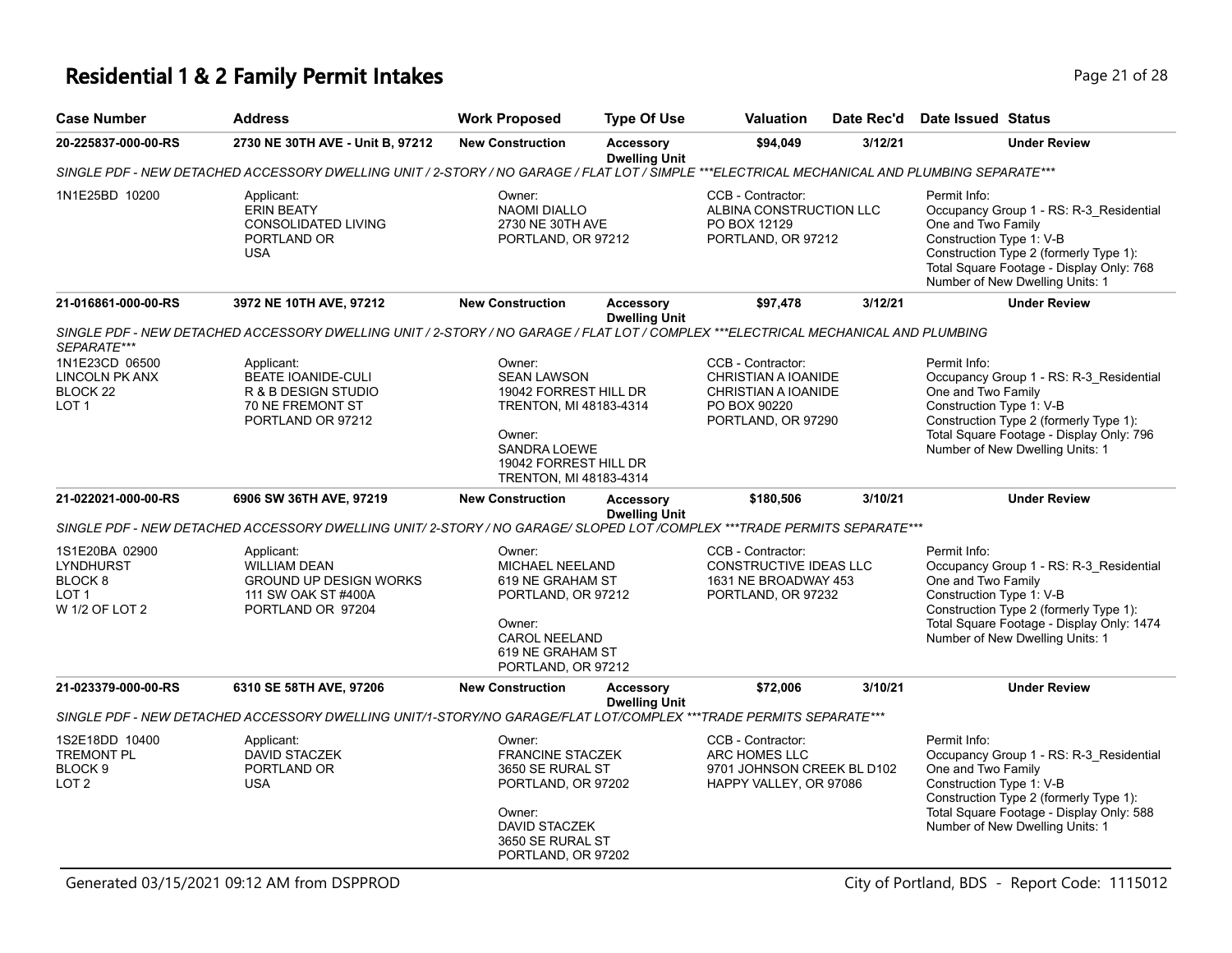# Residential 1 & 2 Family Permit Intakes

| Case Number | Address | Work Proposed | Type Of Use | Valuation | Date Rec'd | Date Issued | Status |
|---|---|---|---|---|---|---|---|
| 20-225837-000-00-RS | 2730 NE 30TH AVE - Unit B, 97212 | New Construction | Accessory Dwelling Unit | $94,049 | 3/12/21 | | Under Review |

*SINGLE PDF - NEW DETACHED ACCESSORY DWELLING UNIT / 2-STORY / NO GARAGE / FLAT LOT / SIMPLE ***ELECTRICAL MECHANICAL AND PLUMBING SEPARATE****

1N1E25BD 10200

Applicant:
ERIN BEATY
CONSOLIDATED LIVING
PORTLAND OR
USA

Owner:
NAOMI DIALLO
2730 NE 30TH AVE
PORTLAND, OR 97212

CCB - Contractor:
ALBINA CONSTRUCTION LLC
PO BOX 12129
PORTLAND, OR 97212

Permit Info:
Occupancy Group 1 - RS: R-3_Residential One and Two Family
Construction Type 1: V-B
Construction Type 2 (formerly Type 1):
Total Square Footage - Display Only: 768
Number of New Dwelling Units: 1

| Case Number | Address | Work Proposed | Type Of Use | Valuation | Date Rec'd | Date Issued | Status |
|---|---|---|---|---|---|---|---|
| 21-016861-000-00-RS | 3972 NE 10TH AVE, 97212 | New Construction | Accessory Dwelling Unit | $97,478 | 3/12/21 | | Under Review |

*SINGLE PDF - NEW DETACHED ACCESSORY DWELLING UNIT / 2-STORY / NO GARAGE / FLAT LOT / COMPLEX ***ELECTRICAL MECHANICAL AND PLUMBING SEPARATE****

1N1E23CD 06500
LINCOLN PK ANX
BLOCK 22
LOT 1

Applicant:
BEATE IOANIDE-CULI
R & B DESIGN STUDIO
70 NE FREMONT ST
PORTLAND OR 97212

Owner:
SEAN LAWSON
19042 FORREST HILL DR
TRENTON, MI 48183-4314

Owner:
SANDRA LOEWE
19042 FORREST HILL DR
TRENTON, MI 48183-4314

CCB - Contractor:
CHRISTIAN A IOANIDE
CHRISTIAN A IOANIDE
PO BOX 90220
PORTLAND, OR 97290

Permit Info:
Occupancy Group 1 - RS: R-3_Residential One and Two Family
Construction Type 1: V-B
Construction Type 2 (formerly Type 1):
Total Square Footage - Display Only: 796
Number of New Dwelling Units: 1

| Case Number | Address | Work Proposed | Type Of Use | Valuation | Date Rec'd | Date Issued | Status |
|---|---|---|---|---|---|---|---|
| 21-022021-000-00-RS | 6906 SW 36TH AVE, 97219 | New Construction | Accessory Dwelling Unit | $180,506 | 3/10/21 | | Under Review |

*SINGLE PDF - NEW DETACHED ACCESSORY DWELLING UNIT/ 2-STORY / NO GARAGE/ SLOPED LOT /COMPLEX ***TRADE PERMITS SEPARATE****

1S1E20BA 02900
LYNDHURST
BLOCK 8
LOT 1
W 1/2 OF LOT 2

Applicant:
WILLIAM DEAN
GROUND UP DESIGN WORKS
111 SW OAK ST #400A
PORTLAND OR 97204

Owner:
MICHAEL NEELAND
619 NE GRAHAM ST
PORTLAND, OR 97212

Owner:
CAROL NEELAND
619 NE GRAHAM ST
PORTLAND, OR 97212

CCB - Contractor:
CONSTRUCTIVE IDEAS LLC
1631 NE BROADWAY 453
PORTLAND, OR 97232

Permit Info:
Occupancy Group 1 - RS: R-3_Residential One and Two Family
Construction Type 1: V-B
Construction Type 2 (formerly Type 1):
Total Square Footage - Display Only: 1474
Number of New Dwelling Units: 1

| Case Number | Address | Work Proposed | Type Of Use | Valuation | Date Rec'd | Date Issued | Status |
|---|---|---|---|---|---|---|---|
| 21-023379-000-00-RS | 6310 SE 58TH AVE, 97206 | New Construction | Accessory Dwelling Unit | $72,006 | 3/10/21 | | Under Review |

*SINGLE PDF - NEW DETACHED ACCESSORY DWELLING UNIT/1-STORY/NO GARAGE/FLAT LOT/COMPLEX ***TRADE PERMITS SEPARATE****

1S2E18DD 10400
TREMONT PL
BLOCK 9
LOT 2

Applicant:
DAVID STACZEK
PORTLAND OR
USA

Owner:
FRANCINE STACZEK
3650 SE RURAL ST
PORTLAND, OR 97202

Owner:
DAVID STACZEK
3650 SE RURAL ST
PORTLAND, OR 97202

CCB - Contractor:
ARC HOMES LLC
9701 JOHNSON CREEK BL D102
HAPPY VALLEY, OR 97086

Permit Info:
Occupancy Group 1 - RS: R-3_Residential One and Two Family
Construction Type 1: V-B
Construction Type 2 (formerly Type 1):
Total Square Footage - Display Only: 588
Number of New Dwelling Units: 1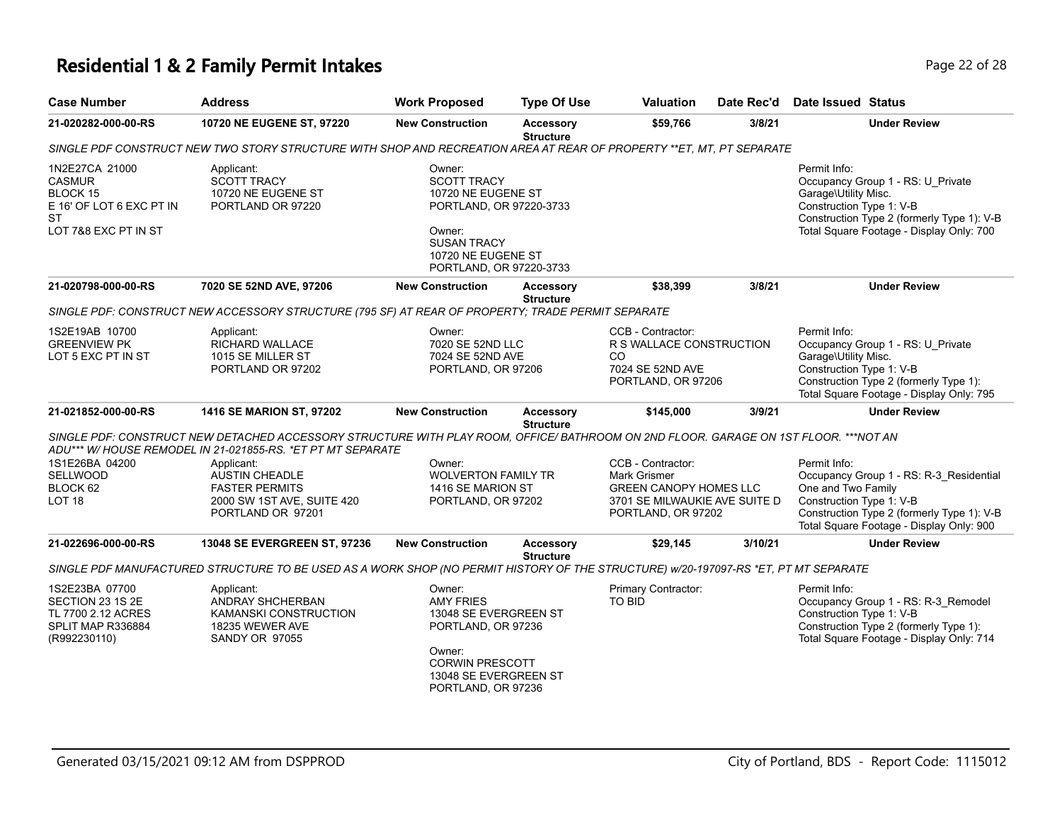# Residential 1 & 2 Family Permit Intakes

| Case Number | Address | Work Proposed | Type Of Use | Valuation | Date Rec'd | Date Issued | Status |
|---|---|---|---|---|---|---|---|
| **21-020282-000-00-RS** | **10720 NE EUGENE ST, 97220** | **New Construction** | **Accessory Structure** | **$59,766** | **3/8/21** | | **Under Review** |

*SINGLE PDF CONSTRUCT NEW TWO STORY STRUCTURE WITH SHOP AND RECREATION AREA AT REAR OF PROPERTY **ET, MT, PT SEPARATE*

1N2E27CA 21000
CASMUR
BLOCK 15
E 16' OF LOT 6 EXC PT IN ST
LOT 7&8 EXC PT IN ST

Applicant:
SCOTT TRACY
10720 NE EUGENE ST
PORTLAND OR 97220

Owner:
SCOTT TRACY
10720 NE EUGENE ST
PORTLAND, OR 97220-3733

Owner:
SUSAN TRACY
10720 NE EUGENE ST
PORTLAND, OR 97220-3733

Permit Info:
Occupancy Group 1 - RS: U_Private Garage\Utility Misc.
Construction Type 1: V-B
Construction Type 2 (formerly Type 1): V-B
Total Square Footage - Display Only: 700

| Case Number | Address | Work Proposed | Type Of Use | Valuation | Date Rec'd | Date Issued | Status |
|---|---|---|---|---|---|---|---|
| **21-020798-000-00-RS** | **7020 SE 52ND AVE, 97206** | **New Construction** | **Accessory Structure** | **$38,399** | **3/8/21** | | **Under Review** |

*SINGLE PDF: CONSTRUCT NEW ACCESSORY STRUCTURE (795 SF) AT REAR OF PROPERTY; TRADE PERMIT SEPARATE*

1S2E19AB 10700
GREENVIEW PK
LOT 5 EXC PT IN ST

Applicant:
RICHARD WALLACE
1015 SE MILLER ST
PORTLAND OR 97202

Owner:
7020 SE 52ND LLC
7024 SE 52ND AVE
PORTLAND, OR 97206

CCB - Contractor:
R S WALLACE CONSTRUCTION CO
7024 SE 52ND AVE
PORTLAND, OR 97206

Permit Info:
Occupancy Group 1 - RS: U_Private Garage\Utility Misc.
Construction Type 1: V-B
Construction Type 2 (formerly Type 1):
Total Square Footage - Display Only: 795

| Case Number | Address | Work Proposed | Type Of Use | Valuation | Date Rec'd | Date Issued | Status |
|---|---|---|---|---|---|---|---|
| **21-021852-000-00-RS** | **1416 SE MARION ST, 97202** | **New Construction** | **Accessory Structure** | **$145,000** | **3/9/21** | | **Under Review** |

*SINGLE PDF: CONSTRUCT NEW DETACHED ACCESSORY STRUCTURE WITH PLAY ROOM, OFFICE/ BATHROOM ON 2ND FLOOR. GARAGE ON 1ST FLOOR. ***NOT AN ADU*** W/ HOUSE REMODEL IN 21-021855-RS. *ET PT MT SEPARATE*

1S1E26BA 04200
SELLWOOD
BLOCK 62
LOT 18

Applicant:
AUSTIN CHEADLE
FASTER PERMITS
2000 SW 1ST AVE, SUITE 420
PORTLAND OR 97201

Owner:
WOLVERTON FAMILY TR
1416 SE MARION ST
PORTLAND, OR 97202

CCB - Contractor:
Mark Grismer
GREEN CANOPY HOMES LLC
3701 SE MILWAUKIE AVE SUITE D
PORTLAND, OR 97202

Permit Info:
Occupancy Group 1 - RS: R-3_Residential One and Two Family
Construction Type 1: V-B
Construction Type 2 (formerly Type 1): V-B
Total Square Footage - Display Only: 900

| Case Number | Address | Work Proposed | Type Of Use | Valuation | Date Rec'd | Date Issued | Status |
|---|---|---|---|---|---|---|---|
| **21-022696-000-00-RS** | **13048 SE EVERGREEN ST, 97236** | **New Construction** | **Accessory Structure** | **$29,145** | **3/10/21** | | **Under Review** |

*SINGLE PDF MANUFACTURED STRUCTURE TO BE USED AS A WORK SHOP (NO PERMIT HISTORY OF THE STRUCTURE) w/20-197097-RS *ET, PT MT SEPARATE*

1S2E23BA 07700
SECTION 23 1S 2E
TL 7700 2.12 ACRES
SPLIT MAP R336884
(R992230110)

Applicant:
ANDRAY SHCHERBAN
KAMANSKI CONSTRUCTION
18235 WEWER AVE
SANDY OR 97055

Owner:
AMY FRIES
13048 SE EVERGREEN ST
PORTLAND, OR 97236

Owner:
CORWIN PRESCOTT
13048 SE EVERGREEN ST
PORTLAND, OR 97236

Primary Contractor:
TO BID

Permit Info:
Occupancy Group 1 - RS: R-3_Remodel
Construction Type 1: V-B
Construction Type 2 (formerly Type 1):
Total Square Footage - Display Only: 714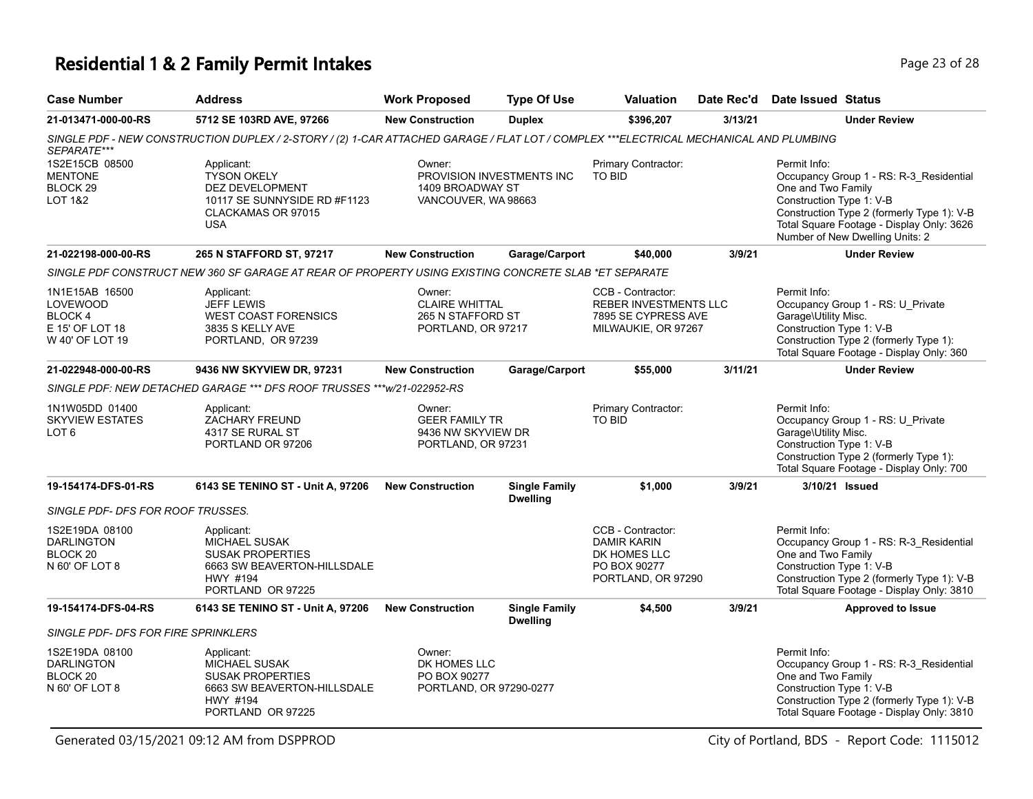# Residential 1 & 2 Family Permit Intakes

| Case Number | Address | Work Proposed | Type Of Use | Valuation | Date Rec'd | Date Issued | Status |
|---|---|---|---|---|---|---|---|
| 21-013471-000-00-RS | 5712 SE 103RD AVE, 97266 | New Construction | Duplex | $396,207 | 3/13/21 | | Under Review |

*SINGLE PDF - NEW CONSTRUCTION DUPLEX / 2-STORY / (2) 1-CAR ATTACHED GARAGE / FLAT LOT / COMPLEX ***ELECTRICAL MECHANICAL AND PLUMBING SEPARATE****

1S2E15CB 08500
MENTONE
BLOCK 29
LOT 1&2

Applicant:
TYSON OKELY
DEZ DEVELOPMENT
10117 SE SUNNYSIDE RD #F1123
CLACKAMAS OR 97015
USA

Owner:
PROVISION INVESTMENTS INC
1409 BROADWAY ST
VANCOUVER, WA 98663

Primary Contractor:
TO BID

Permit Info:
Occupancy Group 1 - RS: R-3_Residential One and Two Family
Construction Type 1: V-B
Construction Type 2 (formerly Type 1): V-B
Total Square Footage - Display Only: 3626
Number of New Dwelling Units: 2

| Case Number | Address | Work Proposed | Type Of Use | Valuation | Date Rec'd | Date Issued | Status |
|---|---|---|---|---|---|---|---|
| 21-022198-000-00-RS | 265 N STAFFORD ST, 97217 | New Construction | Garage/Carport | $40,000 | 3/9/21 | | Under Review |

*SINGLE PDF CONSTRUCT NEW 360 SF GARAGE AT REAR OF PROPERTY USING EXISTING CONCRETE SLAB *ET SEPARATE*

1N1E15AB 16500
LOVEWOOD
BLOCK 4
E 15' OF LOT 18
W 40' OF LOT 19

Applicant:
JEFF LEWIS
WEST COAST FORENSICS
3835 S KELLY AVE
PORTLAND, OR 97239

Owner:
CLAIRE WHITTAL
265 N STAFFORD ST
PORTLAND, OR 97217

CCB - Contractor:
REBER INVESTMENTS LLC
7895 SE CYPRESS AVE
MILWAUKIE, OR 97267

Permit Info:
Occupancy Group 1 - RS: U_Private Garage\Utility Misc.
Construction Type 1: V-B
Construction Type 2 (formerly Type 1):
Total Square Footage - Display Only: 360

| Case Number | Address | Work Proposed | Type Of Use | Valuation | Date Rec'd | Date Issued | Status |
|---|---|---|---|---|---|---|---|
| 21-022948-000-00-RS | 9436 NW SKYVIEW DR, 97231 | New Construction | Garage/Carport | $55,000 | 3/11/21 | | Under Review |

*SINGLE PDF: NEW DETACHED GARAGE *** DFS ROOF TRUSSES ***w/21-022952-RS*

1N1W05DD 01400
SKYVIEW ESTATES
LOT 6

Applicant:
ZACHARY FREUND
4317 SE RURAL ST
PORTLAND OR 97206

Owner:
GEER FAMILY TR
9436 NW SKYVIEW DR
PORTLAND, OR 97231

Primary Contractor:
TO BID

Permit Info:
Occupancy Group 1 - RS: U_Private Garage\Utility Misc.
Construction Type 1: V-B
Construction Type 2 (formerly Type 1):
Total Square Footage - Display Only: 700

| Case Number | Address | Work Proposed | Type Of Use | Valuation | Date Rec'd | Date Issued | Status |
|---|---|---|---|---|---|---|---|
| 19-154174-DFS-01-RS | 6143 SE TENINO ST - Unit A, 97206 | New Construction | Single Family Dwelling | $1,000 | 3/9/21 | 3/10/21 | Issued |

*SINGLE PDF- DFS FOR ROOF TRUSSES.*

1S2E19DA 08100
DARLINGTON
BLOCK 20
N 60' OF LOT 8

Applicant:
MICHAEL SUSAK
SUSAK PROPERTIES
6663 SW BEAVERTON-HILLSDALE HWY #194
PORTLAND OR 97225

CCB - Contractor:
DAMIR KARIN
DK HOMES LLC
PO BOX 90277
PORTLAND, OR 97290

Permit Info:
Occupancy Group 1 - RS: R-3_Residential One and Two Family
Construction Type 1: V-B
Construction Type 2 (formerly Type 1): V-B
Total Square Footage - Display Only: 3810

| Case Number | Address | Work Proposed | Type Of Use | Valuation | Date Rec'd | Date Issued | Status |
|---|---|---|---|---|---|---|---|
| 19-154174-DFS-04-RS | 6143 SE TENINO ST - Unit A, 97206 | New Construction | Single Family Dwelling | $4,500 | 3/9/21 | | Approved to Issue |

*SINGLE PDF- DFS FOR FIRE SPRINKLERS*

1S2E19DA 08100
DARLINGTON
BLOCK 20
N 60' OF LOT 8

Applicant:
MICHAEL SUSAK
SUSAK PROPERTIES
6663 SW BEAVERTON-HILLSDALE HWY #194
PORTLAND OR 97225

Owner:
DK HOMES LLC
PO BOX 90277
PORTLAND, OR 97290-0277

Permit Info:
Occupancy Group 1 - RS: R-3_Residential One and Two Family
Construction Type 1: V-B
Construction Type 2 (formerly Type 1): V-B
Total Square Footage - Display Only: 3810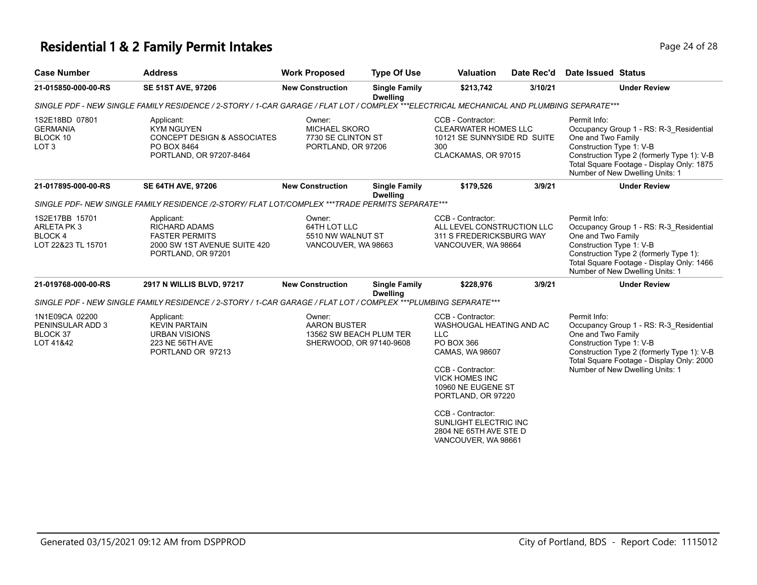# Residential 1 & 2 Family Permit Intakes

| Case Number | Address | Work Proposed | Type Of Use | Valuation | Date Rec'd | Date Issued | Status |
|---|---|---|---|---|---|---|---|
| 21-015850-000-00-RS | SE 51ST AVE, 97206 | New Construction | Single Family Dwelling | $213,742 | 3/10/21 | | Under Review |

*SINGLE PDF - NEW SINGLE FAMILY RESIDENCE / 2-STORY / 1-CAR GARAGE / FLAT LOT / COMPLEX ***ELECTRICAL MECHANICAL AND PLUMBING SEPARATE****

1S2E18BD 07801
GERMANIA
BLOCK 10
LOT 3

Applicant:
KYM NGUYEN
CONCEPT DESIGN & ASSOCIATES
PO BOX 8464
PORTLAND, OR 97207-8464

Owner:
MICHAEL SKORO
7730 SE CLINTON ST
PORTLAND, OR 97206

CCB - Contractor:
CLEARWATER HOMES LLC
10121 SE SUNNYSIDE RD SUITE 300
CLACKAMAS, OR 97015

Permit Info:
Occupancy Group 1 - RS: R-3_Residential One and Two Family
Construction Type 1: V-B
Construction Type 2 (formerly Type 1): V-B
Total Square Footage - Display Only: 1875
Number of New Dwelling Units: 1

| Case Number | Address | Work Proposed | Type Of Use | Valuation | Date Rec'd | Date Issued | Status |
|---|---|---|---|---|---|---|---|
| 21-017895-000-00-RS | SE 64TH AVE, 97206 | New Construction | Single Family Dwelling | $179,526 | 3/9/21 | | Under Review |

*SINGLE PDF- NEW SINGLE FAMILY RESIDENCE /2-STORY/ FLAT LOT/COMPLEX ***TRADE PERMITS SEPARATE****

1S2E17BB 15701
ARLETA PK 3
BLOCK 4
LOT 22&23 TL 15701

Applicant:
RICHARD ADAMS
FASTER PERMITS
2000 SW 1ST AVENUE SUITE 420
PORTLAND, OR 97201

Owner:
64TH LOT LLC
5510 NW WALNUT ST
VANCOUVER, WA 98663

CCB - Contractor:
ALL LEVEL CONSTRUCTION LLC
311 S FREDERICKSBURG WAY
VANCOUVER, WA 98664

Permit Info:
Occupancy Group 1 - RS: R-3_Residential One and Two Family
Construction Type 1: V-B
Construction Type 2 (formerly Type 1):
Total Square Footage - Display Only: 1466
Number of New Dwelling Units: 1

| Case Number | Address | Work Proposed | Type Of Use | Valuation | Date Rec'd | Date Issued | Status |
|---|---|---|---|---|---|---|---|
| 21-019768-000-00-RS | 2917 N WILLIS BLVD, 97217 | New Construction | Single Family Dwelling | $228,976 | 3/9/21 | | Under Review |

*SINGLE PDF - NEW SINGLE FAMILY RESIDENCE / 2-STORY / 1-CAR GARAGE / FLAT LOT / COMPLEX ***PLUMBING SEPARATE****

1N1E09CA 02200
PENINSULAR ADD 3
BLOCK 37
LOT 41&42

Applicant:
KEVIN PARTAIN
URBAN VISIONS
223 NE 56TH AVE
PORTLAND OR 97213

Owner:
AARON BUSTER
13562 SW BEACH PLUM TER
SHERWOOD, OR 97140-9608

CCB - Contractor:
WASHOUGAL HEATING AND AC LLC
PO BOX 366
CAMAS, WA 98607

CCB - Contractor:
VICK HOMES INC
10960 NE EUGENE ST
PORTLAND, OR 97220

CCB - Contractor:
SUNLIGHT ELECTRIC INC
2804 NE 65TH AVE STE D
VANCOUVER, WA 98661

Permit Info:
Occupancy Group 1 - RS: R-3_Residential One and Two Family
Construction Type 1: V-B
Construction Type 2 (formerly Type 1): V-B
Total Square Footage - Display Only: 2000
Number of New Dwelling Units: 1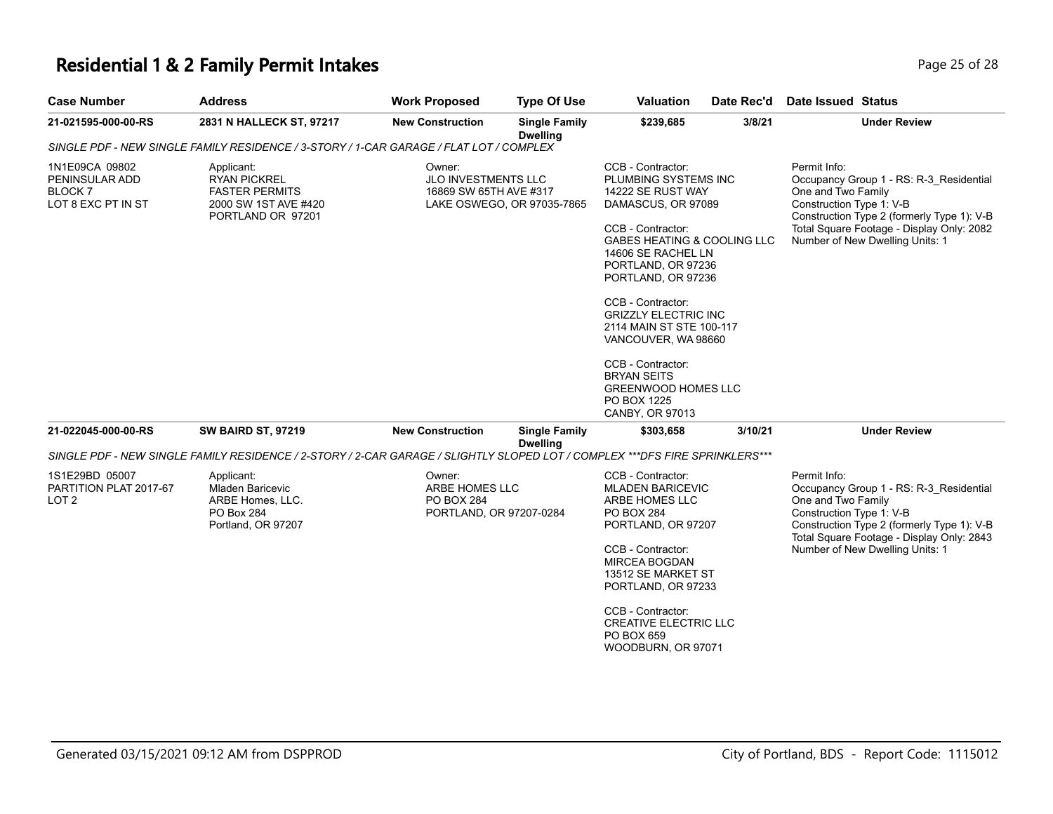# Residential 1 & 2 Family Permit Intakes

| Case Number | Address | Work Proposed | Type Of Use | Valuation | Date Rec'd | Date Issued | Status |
|---|---|---|---|---|---|---|---|
| 21-021595-000-00-RS | 2831 N HALLECK ST, 97217 | New Construction | Single Family Dwelling | $239,685 | 3/8/21 | | Under Review |

*SINGLE PDF - NEW SINGLE FAMILY RESIDENCE / 3-STORY / 1-CAR GARAGE / FLAT LOT / COMPLEX*

1N1E09CA 09802
PENINSULAR ADD
BLOCK 7
LOT 8 EXC PT IN ST

Applicant:
RYAN PICKREL
FASTER PERMITS
2000 SW 1ST AVE #420
PORTLAND OR 97201

Owner:
JLO INVESTMENTS LLC
16869 SW 65TH AVE #317
LAKE OSWEGO, OR 97035-7865

CCB - Contractor:
PLUMBING SYSTEMS INC
14222 SE RUST WAY
DAMASCUS, OR 97089

CCB - Contractor:
GABES HEATING & COOLING LLC
14606 SE RACHEL LN
PORTLAND, OR 97236
PORTLAND, OR 97236

CCB - Contractor:
GRIZZLY ELECTRIC INC
2114 MAIN ST STE 100-117
VANCOUVER, WA 98660

CCB - Contractor:
BRYAN SEITS
GREENWOOD HOMES LLC
PO BOX 1225
CANBY, OR 97013

Permit Info:
Occupancy Group 1 - RS: R-3_Residential One and Two Family
Construction Type 1: V-B
Construction Type 2 (formerly Type 1): V-B
Total Square Footage - Display Only: 2082
Number of New Dwelling Units: 1

| Case Number | Address | Work Proposed | Type Of Use | Valuation | Date Rec'd | Date Issued | Status |
|---|---|---|---|---|---|---|---|
| 21-022045-000-00-RS | SW BAIRD ST, 97219 | New Construction | Single Family Dwelling | $303,658 | 3/10/21 | | Under Review |

*SINGLE PDF - NEW SINGLE FAMILY RESIDENCE / 2-STORY / 2-CAR GARAGE / SLIGHTLY SLOPED LOT / COMPLEX ***DFS FIRE SPRINKLERS****

1S1E29BD 05007
PARTITION PLAT 2017-67
LOT 2

Applicant:
Mladen Baricevic
ARBE Homes, LLC.
PO Box 284
Portland, OR 97207

Owner:
ARBE HOMES LLC
PO BOX 284
PORTLAND, OR 97207-0284

CCB - Contractor:
MLADEN BARICEVIC
ARBE HOMES LLC
PO BOX 284
PORTLAND, OR 97207

CCB - Contractor:
MIRCEA BOGDAN
13512 SE MARKET ST
PORTLAND, OR 97233

CCB - Contractor:
CREATIVE ELECTRIC LLC
PO BOX 659
WOODBURN, OR 97071

Permit Info:
Occupancy Group 1 - RS: R-3_Residential One and Two Family
Construction Type 1: V-B
Construction Type 2 (formerly Type 1): V-B
Total Square Footage - Display Only: 2843
Number of New Dwelling Units: 1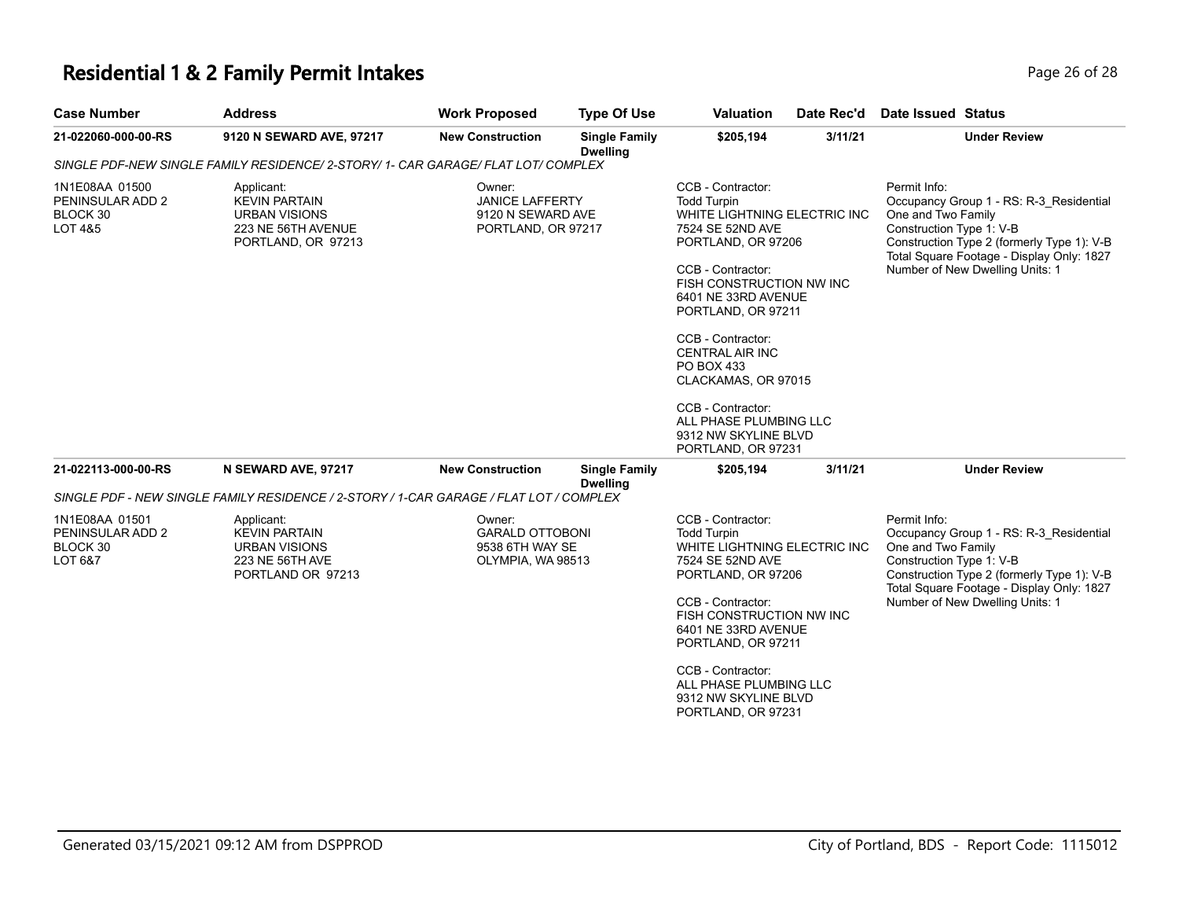# Residential 1 & 2 Family Permit Intakes

| Case Number | Address | Work Proposed | Type Of Use | Valuation | Date Rec'd | Date Issued | Status |
|---|---|---|---|---|---|---|---|
| **21-022060-000-00-RS** | **9120 N SEWARD AVE, 97217** | **New Construction** | **Single Family Dwelling** | **$205,194** | **3/11/21** | | **Under Review** |

*SINGLE PDF-NEW SINGLE FAMILY RESIDENCE/ 2-STORY/ 1- CAR GARAGE/ FLAT LOT/ COMPLEX*

1N1E08AA 01500
PENINSULAR ADD 2
BLOCK 30
LOT 4&5

Applicant:
KEVIN PARTAIN
URBAN VISIONS
223 NE 56TH AVENUE
PORTLAND, OR 97213

Owner:
JANICE LAFFERTY
9120 N SEWARD AVE
PORTLAND, OR 97217

CCB - Contractor:
Todd Turpin
WHITE LIGHTNING ELECTRIC INC
7524 SE 52ND AVE
PORTLAND, OR 97206

CCB - Contractor:
FISH CONSTRUCTION NW INC
6401 NE 33RD AVENUE
PORTLAND, OR 97211

CCB - Contractor:
CENTRAL AIR INC
PO BOX 433
CLACKAMAS, OR 97015

CCB - Contractor:
ALL PHASE PLUMBING LLC
9312 NW SKYLINE BLVD
PORTLAND, OR 97231

Permit Info:
Occupancy Group 1 - RS: R-3_Residential One and Two Family
Construction Type 1: V-B
Construction Type 2 (formerly Type 1): V-B
Total Square Footage - Display Only: 1827
Number of New Dwelling Units: 1

| Case Number | Address | Work Proposed | Type Of Use | Valuation | Date Rec'd | Date Issued | Status |
|---|---|---|---|---|---|---|---|
| **21-022113-000-00-RS** | **N SEWARD AVE, 97217** | **New Construction** | **Single Family Dwelling** | **$205,194** | **3/11/21** | | **Under Review** |

*SINGLE PDF - NEW SINGLE FAMILY RESIDENCE / 2-STORY / 1-CAR GARAGE / FLAT LOT / COMPLEX*

1N1E08AA 01501
PENINSULAR ADD 2
BLOCK 30
LOT 6&7

Applicant:
KEVIN PARTAIN
URBAN VISIONS
223 NE 56TH AVE
PORTLAND OR 97213

Owner:
GARALD OTTOBONI
9538 6TH WAY SE
OLYMPIA, WA 98513

CCB - Contractor:
Todd Turpin
WHITE LIGHTNING ELECTRIC INC
7524 SE 52ND AVE
PORTLAND, OR 97206

CCB - Contractor:
FISH CONSTRUCTION NW INC
6401 NE 33RD AVENUE
PORTLAND, OR 97211

CCB - Contractor:
ALL PHASE PLUMBING LLC
9312 NW SKYLINE BLVD
PORTLAND, OR 97231

Permit Info:
Occupancy Group 1 - RS: R-3_Residential One and Two Family
Construction Type 1: V-B
Construction Type 2 (formerly Type 1): V-B
Total Square Footage - Display Only: 1827
Number of New Dwelling Units: 1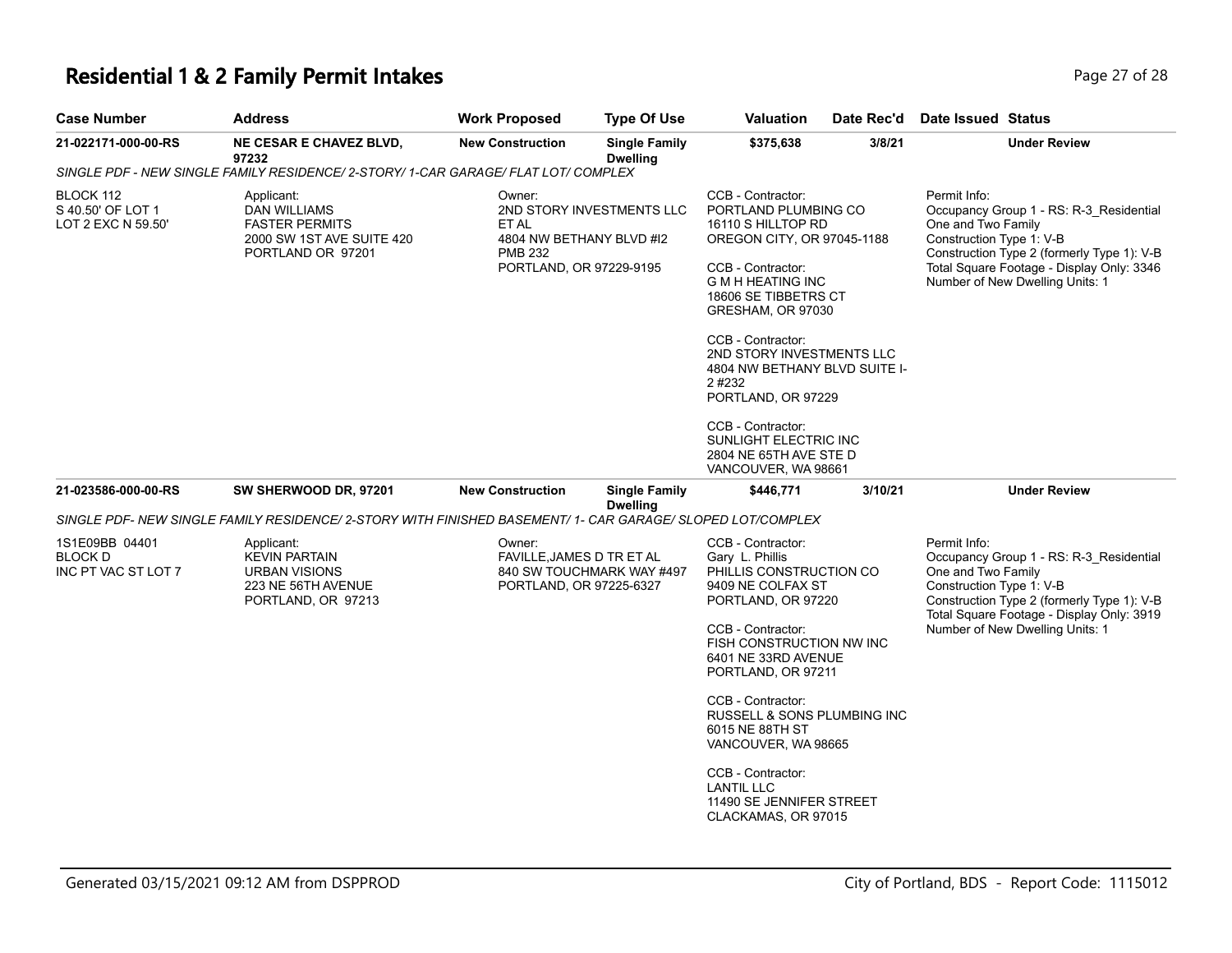# Residential 1 & 2 Family Permit Intakes

| Case Number | Address | Work Proposed | Type Of Use | Valuation | Date Rec'd | Date Issued | Status |
|---|---|---|---|---|---|---|---|
| 21-022171-000-00-RS | NE CESAR E CHAVEZ BLVD, 97232 | New Construction | Single Family Dwelling | $375,638 | 3/8/21 | | Under Review |

*SINGLE PDF - NEW SINGLE FAMILY RESIDENCE/ 2-STORY/ 1-CAR GARAGE/ FLAT LOT/ COMPLEX*

BLOCK 112
S 40.50' OF LOT 1
LOT 2 EXC N 59.50'

Applicant:
DAN WILLIAMS
FASTER PERMITS
2000 SW 1ST AVE SUITE 420
PORTLAND OR 97201

Owner:
2ND STORY INVESTMENTS LLC ET AL
4804 NW BETHANY BLVD #I2
PMB 232
PORTLAND, OR 97229-9195

CCB - Contractor:
PORTLAND PLUMBING CO
16110 S HILLTOP RD
OREGON CITY, OR 97045-1188

CCB - Contractor:
G M H HEATING INC
18606 SE TIBBETRS CT
GRESHAM, OR 97030

CCB - Contractor:
2ND STORY INVESTMENTS LLC
4804 NW BETHANY BLVD SUITE I-2 #232
PORTLAND, OR 97229

CCB - Contractor:
SUNLIGHT ELECTRIC INC
2804 NE 65TH AVE STE D
VANCOUVER, WA 98661

Permit Info:
Occupancy Group 1 - RS: R-3_Residential One and Two Family
Construction Type 1: V-B
Construction Type 2 (formerly Type 1): V-B
Total Square Footage - Display Only: 3346
Number of New Dwelling Units: 1

| Case Number | Address | Work Proposed | Type Of Use | Valuation | Date Rec'd | Date Issued | Status |
|---|---|---|---|---|---|---|---|
| 21-023586-000-00-RS | SW SHERWOOD DR, 97201 | New Construction | Single Family Dwelling | $446,771 | 3/10/21 | | Under Review |

*SINGLE PDF- NEW SINGLE FAMILY RESIDENCE/ 2-STORY WITH FINISHED BASEMENT/ 1- CAR GARAGE/ SLOPED LOT/COMPLEX*

1S1E09BB 04401
BLOCK D
INC PT VAC ST LOT 7

Applicant:
KEVIN PARTAIN
URBAN VISIONS
223 NE 56TH AVENUE
PORTLAND, OR 97213

Owner:
FAVILLE,JAMES D TR ET AL
840 SW TOUCHMARK WAY #497
PORTLAND, OR 97225-6327

CCB - Contractor:
Gary L. Phillis
PHILLIS CONSTRUCTION CO
9409 NE COLFAX ST
PORTLAND, OR 97220

CCB - Contractor:
FISH CONSTRUCTION NW INC
6401 NE 33RD AVENUE
PORTLAND, OR 97211

CCB - Contractor:
RUSSELL & SONS PLUMBING INC
6015 NE 88TH ST
VANCOUVER, WA 98665

CCB - Contractor:
LANTIL LLC
11490 SE JENNIFER STREET
CLACKAMAS, OR 97015

Permit Info:
Occupancy Group 1 - RS: R-3_Residential One and Two Family
Construction Type 1: V-B
Construction Type 2 (formerly Type 1): V-B
Total Square Footage - Display Only: 3919
Number of New Dwelling Units: 1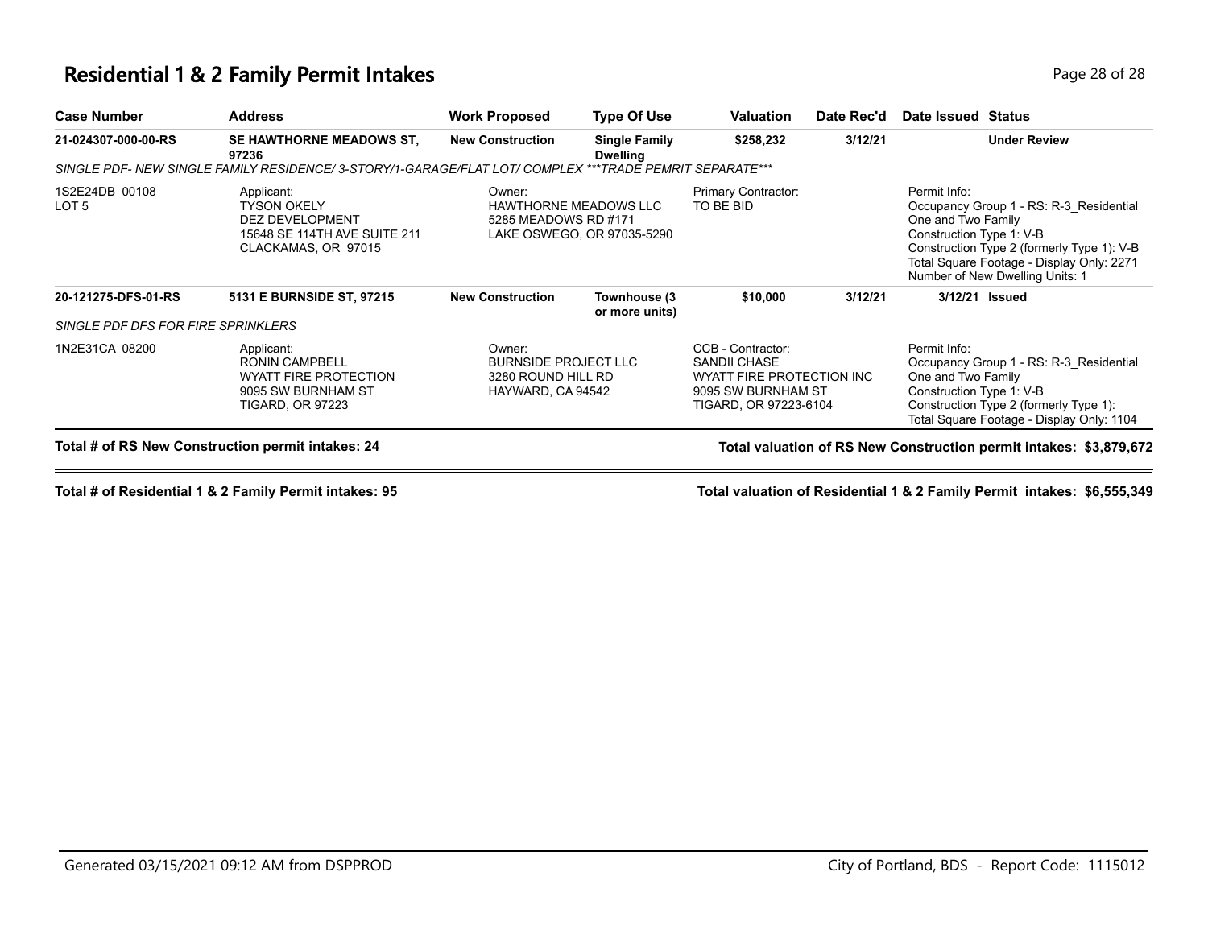# Residential 1 & 2 Family Permit Intakes

| Case Number | Address | Work Proposed | Type Of Use | Valuation | Date Rec'd | Date Issued | Status |
|---|---|---|---|---|---|---|---|
| **21-024307-000-00-RS** | **SE HAWTHORNE MEADOWS ST, 97236** | **New Construction** | **Single Family Dwelling** | **$258,232** | **3/12/21** | | **Under Review** |

*SINGLE PDF- NEW SINGLE FAMILY RESIDENCE/ 3-STORY/1-GARAGE/FLAT LOT/ COMPLEX \*\*\*TRADE PEMRIT SEPARATE\*\*\**

1S2E24DB 00108
LOT 5

Applicant:
TYSON OKELY
DEZ DEVELOPMENT
15648 SE 114TH AVE SUITE 211
CLACKAMAS, OR 97015

Owner:
HAWTHORNE MEADOWS LLC
5285 MEADOWS RD #171
LAKE OSWEGO, OR 97035-5290

Primary Contractor:
TO BE BID

Permit Info:
Occupancy Group 1 - RS: R-3_Residential One and Two Family
Construction Type 1: V-B
Construction Type 2 (formerly Type 1): V-B
Total Square Footage - Display Only: 2271
Number of New Dwelling Units: 1

| Case Number | Address | Work Proposed | Type Of Use | Valuation | Date Rec'd | Date Issued | Status |
|---|---|---|---|---|---|---|---|
| **20-121275-DFS-01-RS** | **5131 E BURNSIDE ST, 97215** | **New Construction** | **Townhouse (3 or more units)** | **$10,000** | **3/12/21** | **3/12/21** | **Issued** |

*SINGLE PDF DFS FOR FIRE SPRINKLERS*

1N2E31CA 08200

Applicant:
RONIN CAMPBELL
WYATT FIRE PROTECTION
9095 SW BURNHAM ST
TIGARD, OR 97223

Owner:
BURNSIDE PROJECT LLC
3280 ROUND HILL RD
HAYWARD, CA 94542

CCB - Contractor:
SANDII CHASE
WYATT FIRE PROTECTION INC
9095 SW BURNHAM ST
TIGARD, OR 97223-6104

Permit Info:
Occupancy Group 1 - RS: R-3_Residential One and Two Family
Construction Type 1: V-B
Construction Type 2 (formerly Type 1):
Total Square Footage - Display Only: 1104

**Total # of RS New Construction permit intakes: 24**

**Total valuation of RS New Construction permit intakes: $3,879,672**

**Total # of Residential 1 & 2 Family Permit intakes: 95**

**Total valuation of Residential 1 & 2 Family Permit intakes: $6,555,349**

Generated 03/15/2021 09:12 AM from DSPPROD

City of Portland, BDS - Report Code: 1115012